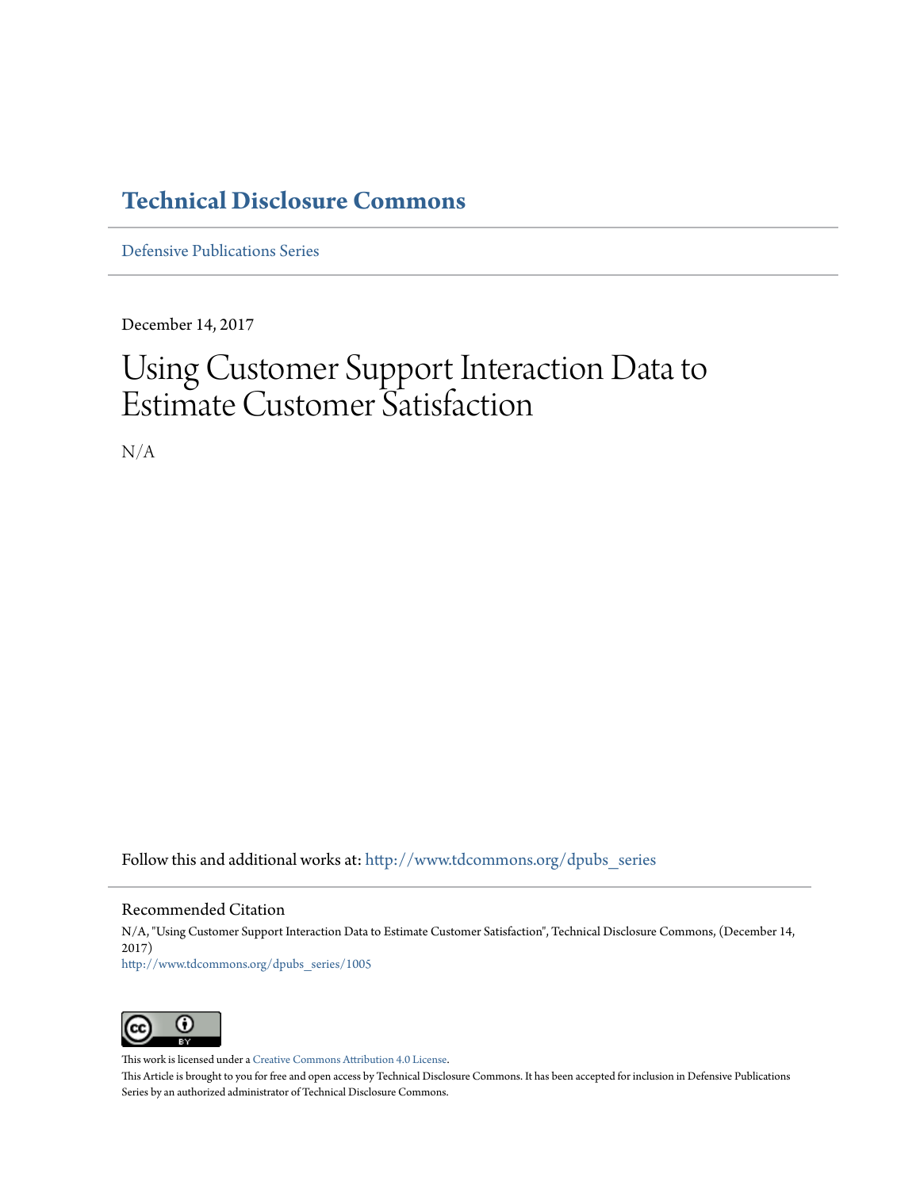# Technical Disclosure Commons

Defensive Publications Series

December 14, 2017

# Using Customer Support Interaction Data to Estimate Customer Satisfaction

N/A

Follow this and additional works at: http://www.tdcommons.org/dpubs_series

## Recommended Citation

N/A, "Using Customer Support Interaction Data to Estimate Customer Satisfaction", Technical Disclosure Commons, (December 14, 2017)
http://www.tdcommons.org/dpubs_series/1005

This work is licensed under a Creative Commons Attribution 4.0 License.
This Article is brought to you for free and open access by Technical Disclosure Commons. It has been accepted for inclusion in Defensive Publications Series by an authorized administrator of Technical Disclosure Commons.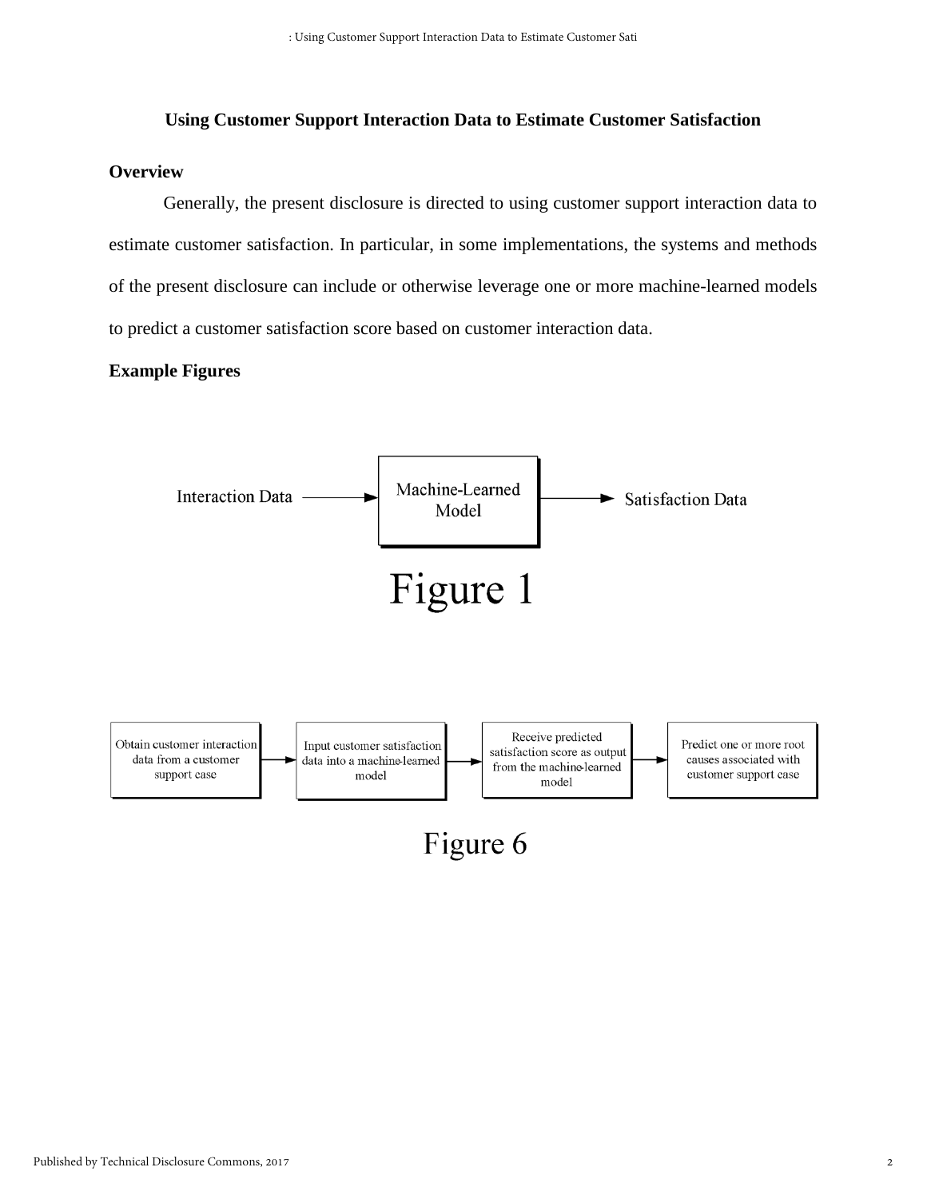**Using Customer Support Interaction Data to Estimate Customer Satisfaction**

**Overview**

Generally, the present disclosure is directed to using customer support interaction data to estimate customer satisfaction. In particular, in some implementations, the systems and methods of the present disclosure can include or otherwise leverage one or more machine-learned models to predict a customer satisfaction score based on customer interaction data.

**Example Figures**

Interaction Data → Machine-Learned Model → Satisfaction Data

Figure 1

Obtain customer interaction data from a customer support case → Input customer satisfaction data into a machine-learned model → Receive predicted satisfaction score as output from the machine-learned model → Predict one or more root causes associated with customer support case

Figure 6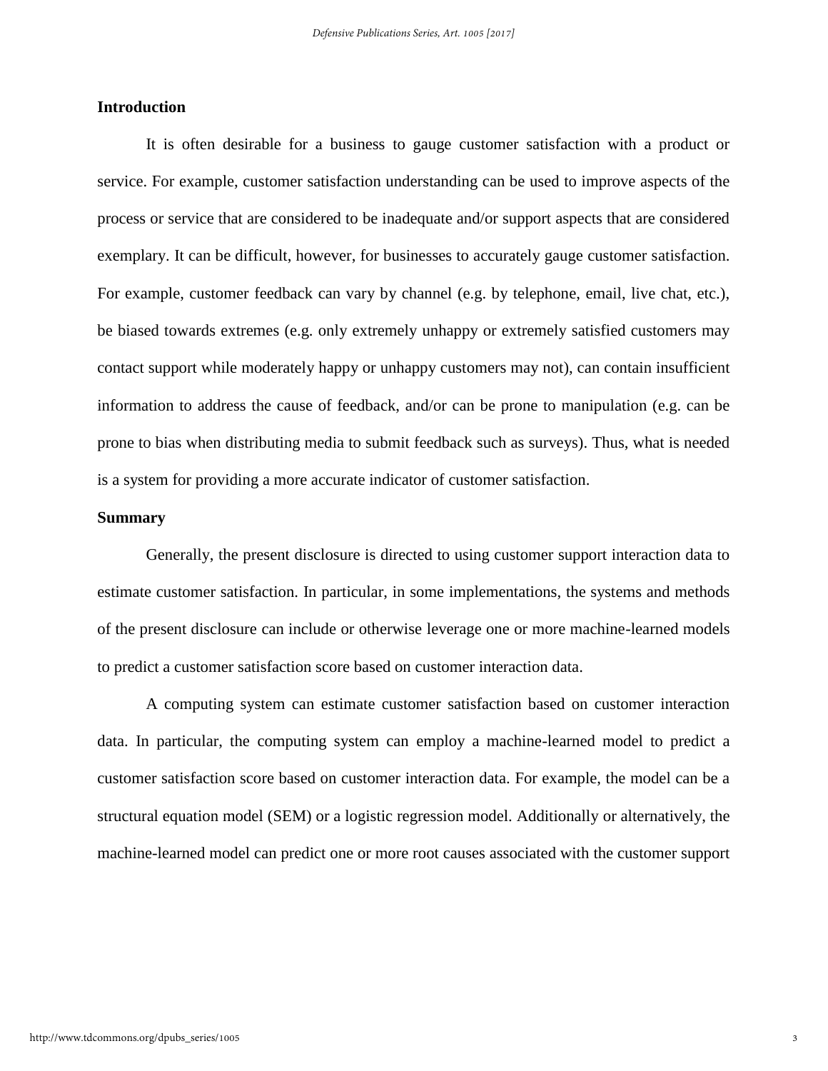## Introduction

It is often desirable for a business to gauge customer satisfaction with a product or service. For example, customer satisfaction understanding can be used to improve aspects of the process or service that are considered to be inadequate and/or support aspects that are considered exemplary. It can be difficult, however, for businesses to accurately gauge customer satisfaction. For example, customer feedback can vary by channel (e.g. by telephone, email, live chat, etc.), be biased towards extremes (e.g. only extremely unhappy or extremely satisfied customers may contact support while moderately happy or unhappy customers may not), can contain insufficient information to address the cause of feedback, and/or can be prone to manipulation (e.g. can be prone to bias when distributing media to submit feedback such as surveys). Thus, what is needed is a system for providing a more accurate indicator of customer satisfaction.

## Summary

Generally, the present disclosure is directed to using customer support interaction data to estimate customer satisfaction. In particular, in some implementations, the systems and methods of the present disclosure can include or otherwise leverage one or more machine-learned models to predict a customer satisfaction score based on customer interaction data.

A computing system can estimate customer satisfaction based on customer interaction data. In particular, the computing system can employ a machine-learned model to predict a customer satisfaction score based on customer interaction data. For example, the model can be a structural equation model (SEM) or a logistic regression model. Additionally or alternatively, the machine-learned model can predict one or more root causes associated with the customer support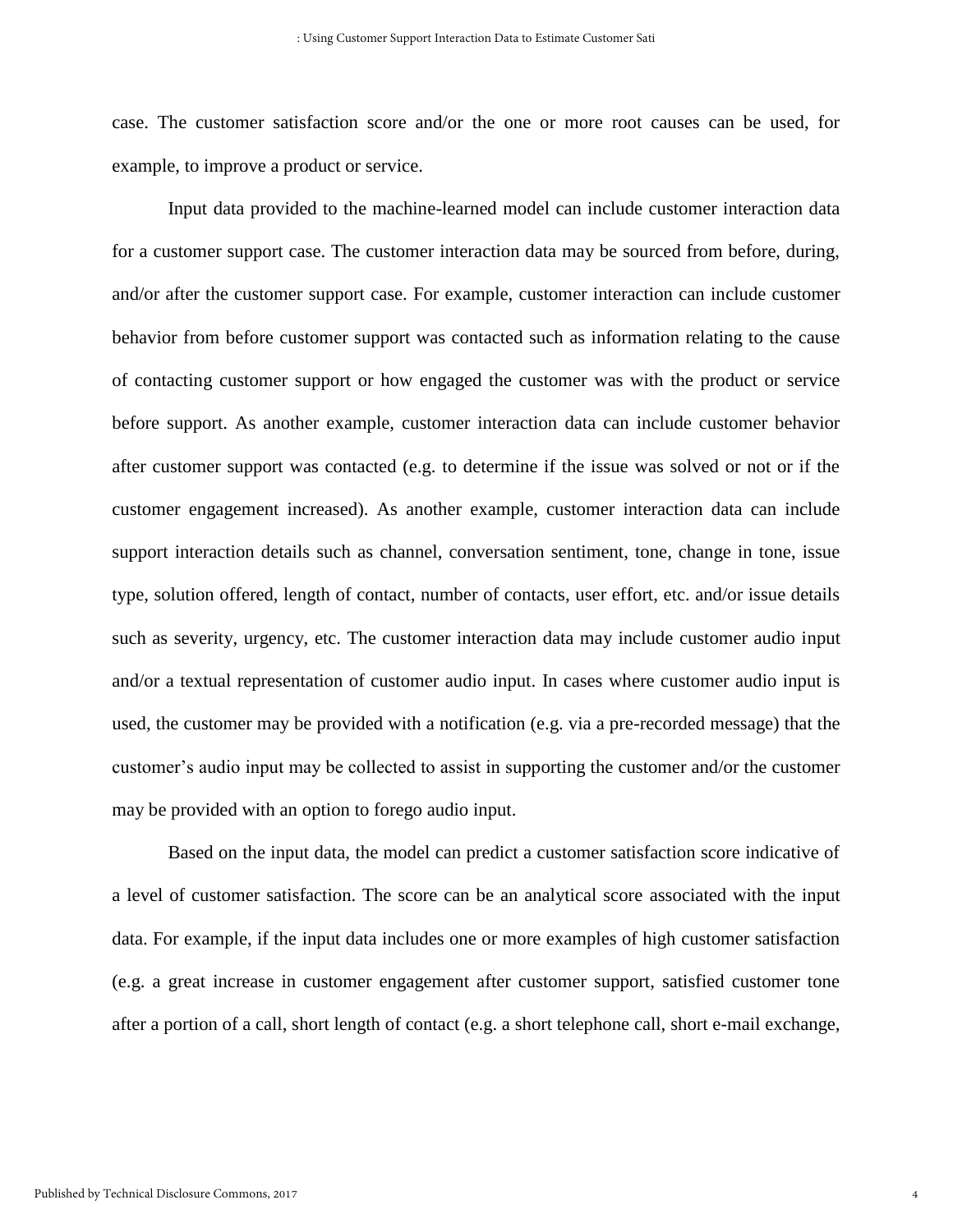case. The customer satisfaction score and/or the one or more root causes can be used, for example, to improve a product or service.

Input data provided to the machine-learned model can include customer interaction data for a customer support case. The customer interaction data may be sourced from before, during, and/or after the customer support case. For example, customer interaction can include customer behavior from before customer support was contacted such as information relating to the cause of contacting customer support or how engaged the customer was with the product or service before support. As another example, customer interaction data can include customer behavior after customer support was contacted (e.g. to determine if the issue was solved or not or if the customer engagement increased). As another example, customer interaction data can include support interaction details such as channel, conversation sentiment, tone, change in tone, issue type, solution offered, length of contact, number of contacts, user effort, etc. and/or issue details such as severity, urgency, etc. The customer interaction data may include customer audio input and/or a textual representation of customer audio input. In cases where customer audio input is used, the customer may be provided with a notification (e.g. via a pre-recorded message) that the customer's audio input may be collected to assist in supporting the customer and/or the customer may be provided with an option to forego audio input.

Based on the input data, the model can predict a customer satisfaction score indicative of a level of customer satisfaction. The score can be an analytical score associated with the input data. For example, if the input data includes one or more examples of high customer satisfaction (e.g. a great increase in customer engagement after customer support, satisfied customer tone after a portion of a call, short length of contact (e.g. a short telephone call, short e-mail exchange,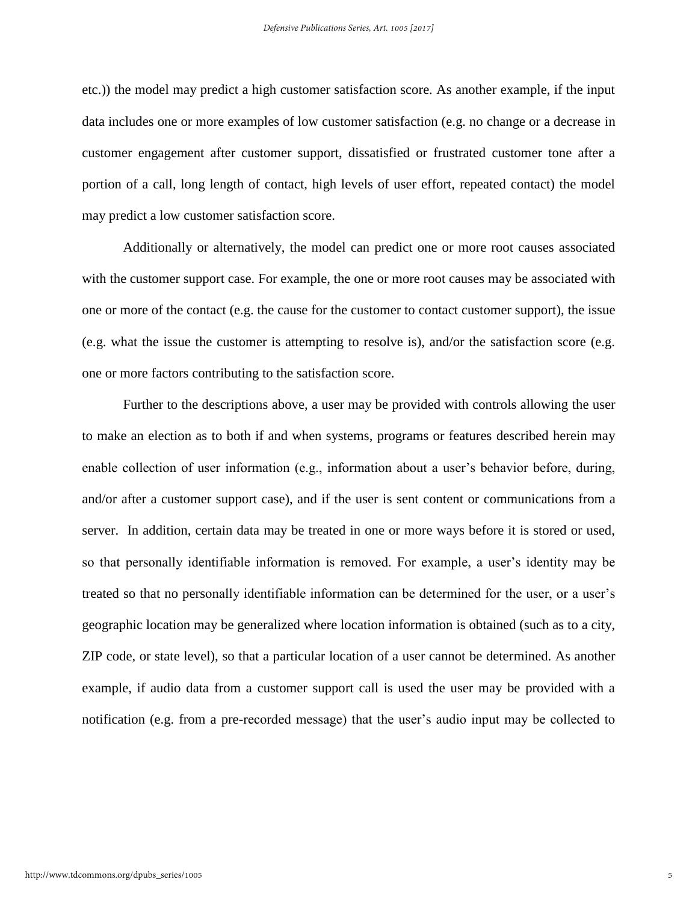etc.)) the model may predict a high customer satisfaction score. As another example, if the input data includes one or more examples of low customer satisfaction (e.g. no change or a decrease in customer engagement after customer support, dissatisfied or frustrated customer tone after a portion of a call, long length of contact, high levels of user effort, repeated contact) the model may predict a low customer satisfaction score.

Additionally or alternatively, the model can predict one or more root causes associated with the customer support case. For example, the one or more root causes may be associated with one or more of the contact (e.g. the cause for the customer to contact customer support), the issue (e.g. what the issue the customer is attempting to resolve is), and/or the satisfaction score (e.g. one or more factors contributing to the satisfaction score.

Further to the descriptions above, a user may be provided with controls allowing the user to make an election as to both if and when systems, programs or features described herein may enable collection of user information (e.g., information about a user's behavior before, during, and/or after a customer support case), and if the user is sent content or communications from a server. In addition, certain data may be treated in one or more ways before it is stored or used, so that personally identifiable information is removed. For example, a user's identity may be treated so that no personally identifiable information can be determined for the user, or a user's geographic location may be generalized where location information is obtained (such as to a city, ZIP code, or state level), so that a particular location of a user cannot be determined. As another example, if audio data from a customer support call is used the user may be provided with a notification (e.g. from a pre-recorded message) that the user's audio input may be collected to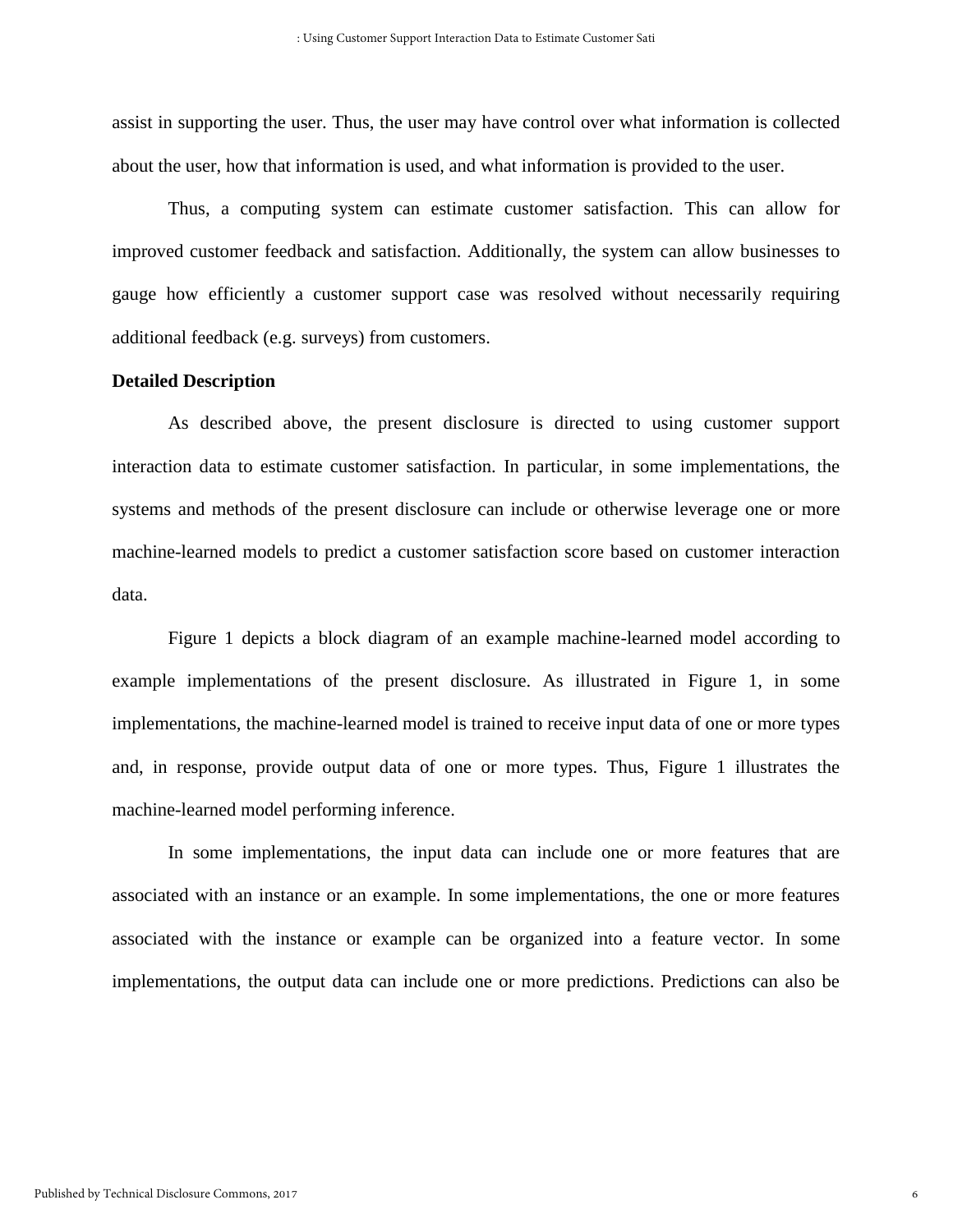assist in supporting the user. Thus, the user may have control over what information is collected about the user, how that information is used, and what information is provided to the user.

Thus, a computing system can estimate customer satisfaction. This can allow for improved customer feedback and satisfaction. Additionally, the system can allow businesses to gauge how efficiently a customer support case was resolved without necessarily requiring additional feedback (e.g. surveys) from customers.

**Detailed Description**

As described above, the present disclosure is directed to using customer support interaction data to estimate customer satisfaction. In particular, in some implementations, the systems and methods of the present disclosure can include or otherwise leverage one or more machine-learned models to predict a customer satisfaction score based on customer interaction data.

Figure 1 depicts a block diagram of an example machine-learned model according to example implementations of the present disclosure. As illustrated in Figure 1, in some implementations, the machine-learned model is trained to receive input data of one or more types and, in response, provide output data of one or more types. Thus, Figure 1 illustrates the machine-learned model performing inference.

In some implementations, the input data can include one or more features that are associated with an instance or an example. In some implementations, the one or more features associated with the instance or example can be organized into a feature vector. In some implementations, the output data can include one or more predictions. Predictions can also be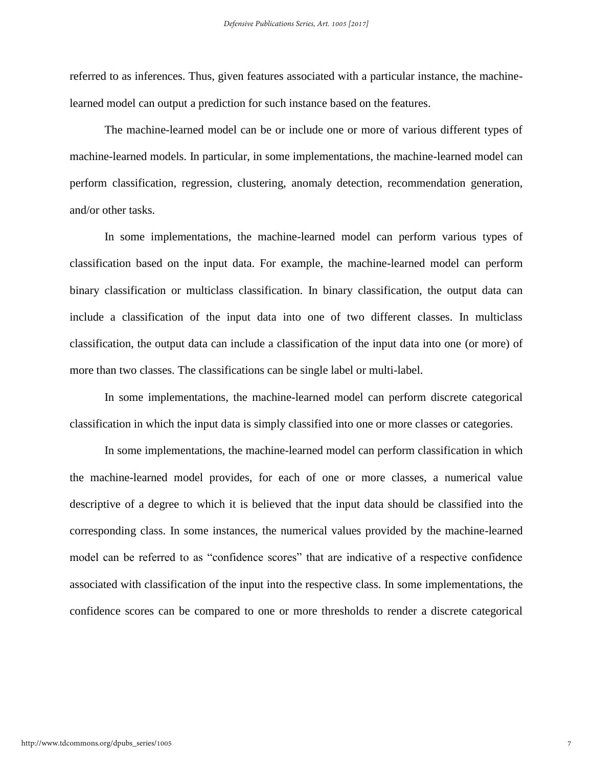referred to as inferences. Thus, given features associated with a particular instance, the machine-learned model can output a prediction for such instance based on the features.

The machine-learned model can be or include one or more of various different types of machine-learned models. In particular, in some implementations, the machine-learned model can perform classification, regression, clustering, anomaly detection, recommendation generation, and/or other tasks.

In some implementations, the machine-learned model can perform various types of classification based on the input data. For example, the machine-learned model can perform binary classification or multiclass classification. In binary classification, the output data can include a classification of the input data into one of two different classes. In multiclass classification, the output data can include a classification of the input data into one (or more) of more than two classes. The classifications can be single label or multi-label.

In some implementations, the machine-learned model can perform discrete categorical classification in which the input data is simply classified into one or more classes or categories.

In some implementations, the machine-learned model can perform classification in which the machine-learned model provides, for each of one or more classes, a numerical value descriptive of a degree to which it is believed that the input data should be classified into the corresponding class. In some instances, the numerical values provided by the machine-learned model can be referred to as "confidence scores" that are indicative of a respective confidence associated with classification of the input into the respective class. In some implementations, the confidence scores can be compared to one or more thresholds to render a discrete categorical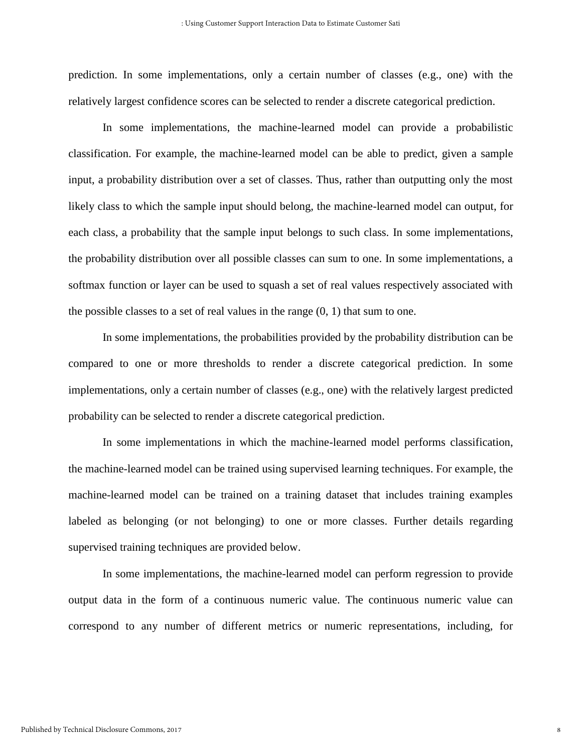prediction. In some implementations, only a certain number of classes (e.g., one) with the relatively largest confidence scores can be selected to render a discrete categorical prediction.

In some implementations, the machine-learned model can provide a probabilistic classification. For example, the machine-learned model can be able to predict, given a sample input, a probability distribution over a set of classes. Thus, rather than outputting only the most likely class to which the sample input should belong, the machine-learned model can output, for each class, a probability that the sample input belongs to such class. In some implementations, the probability distribution over all possible classes can sum to one. In some implementations, a softmax function or layer can be used to squash a set of real values respectively associated with the possible classes to a set of real values in the range (0, 1) that sum to one.

In some implementations, the probabilities provided by the probability distribution can be compared to one or more thresholds to render a discrete categorical prediction. In some implementations, only a certain number of classes (e.g., one) with the relatively largest predicted probability can be selected to render a discrete categorical prediction.

In some implementations in which the machine-learned model performs classification, the machine-learned model can be trained using supervised learning techniques. For example, the machine-learned model can be trained on a training dataset that includes training examples labeled as belonging (or not belonging) to one or more classes. Further details regarding supervised training techniques are provided below.

In some implementations, the machine-learned model can perform regression to provide output data in the form of a continuous numeric value. The continuous numeric value can correspond to any number of different metrics or numeric representations, including, for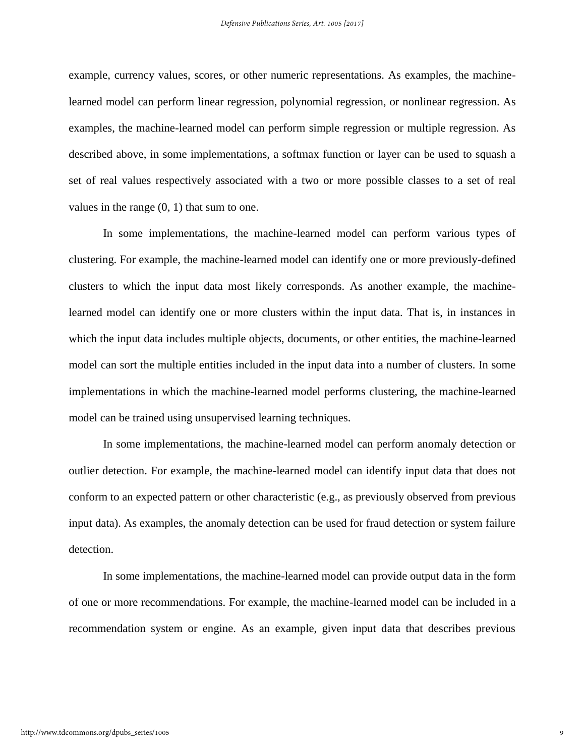example, currency values, scores, or other numeric representations. As examples, the machine-learned model can perform linear regression, polynomial regression, or nonlinear regression. As examples, the machine-learned model can perform simple regression or multiple regression. As described above, in some implementations, a softmax function or layer can be used to squash a set of real values respectively associated with a two or more possible classes to a set of real values in the range (0, 1) that sum to one.

In some implementations, the machine-learned model can perform various types of clustering. For example, the machine-learned model can identify one or more previously-defined clusters to which the input data most likely corresponds. As another example, the machine-learned model can identify one or more clusters within the input data. That is, in instances in which the input data includes multiple objects, documents, or other entities, the machine-learned model can sort the multiple entities included in the input data into a number of clusters. In some implementations in which the machine-learned model performs clustering, the machine-learned model can be trained using unsupervised learning techniques.

In some implementations, the machine-learned model can perform anomaly detection or outlier detection. For example, the machine-learned model can identify input data that does not conform to an expected pattern or other characteristic (e.g., as previously observed from previous input data). As examples, the anomaly detection can be used for fraud detection or system failure detection.

In some implementations, the machine-learned model can provide output data in the form of one or more recommendations. For example, the machine-learned model can be included in a recommendation system or engine. As an example, given input data that describes previous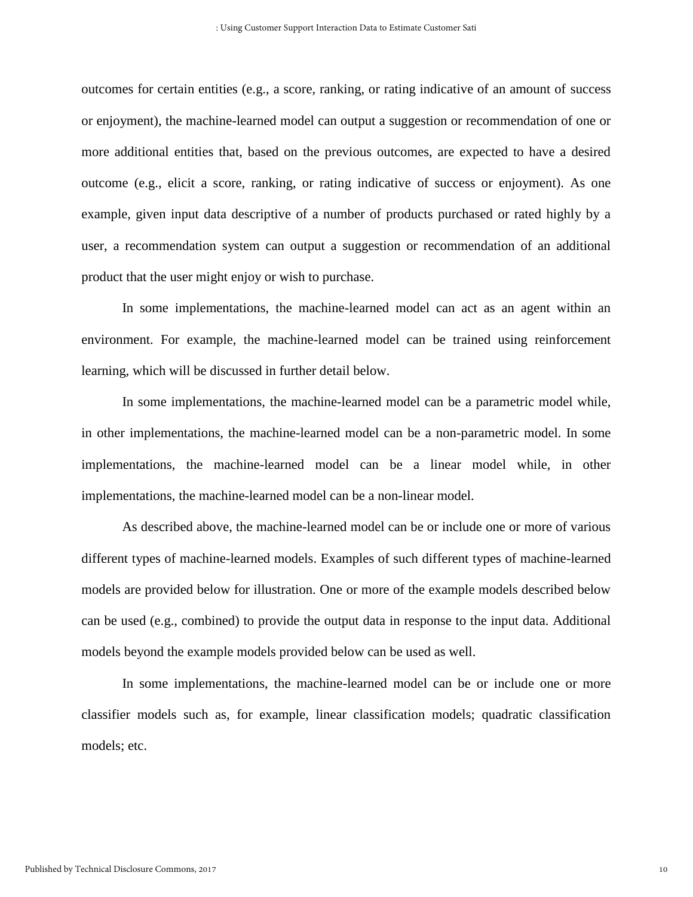outcomes for certain entities (e.g., a score, ranking, or rating indicative of an amount of success or enjoyment), the machine-learned model can output a suggestion or recommendation of one or more additional entities that, based on the previous outcomes, are expected to have a desired outcome (e.g., elicit a score, ranking, or rating indicative of success or enjoyment). As one example, given input data descriptive of a number of products purchased or rated highly by a user, a recommendation system can output a suggestion or recommendation of an additional product that the user might enjoy or wish to purchase.

In some implementations, the machine-learned model can act as an agent within an environment. For example, the machine-learned model can be trained using reinforcement learning, which will be discussed in further detail below.

In some implementations, the machine-learned model can be a parametric model while, in other implementations, the machine-learned model can be a non-parametric model. In some implementations, the machine-learned model can be a linear model while, in other implementations, the machine-learned model can be a non-linear model.

As described above, the machine-learned model can be or include one or more of various different types of machine-learned models. Examples of such different types of machine-learned models are provided below for illustration. One or more of the example models described below can be used (e.g., combined) to provide the output data in response to the input data. Additional models beyond the example models provided below can be used as well.

In some implementations, the machine-learned model can be or include one or more classifier models such as, for example, linear classification models; quadratic classification models; etc.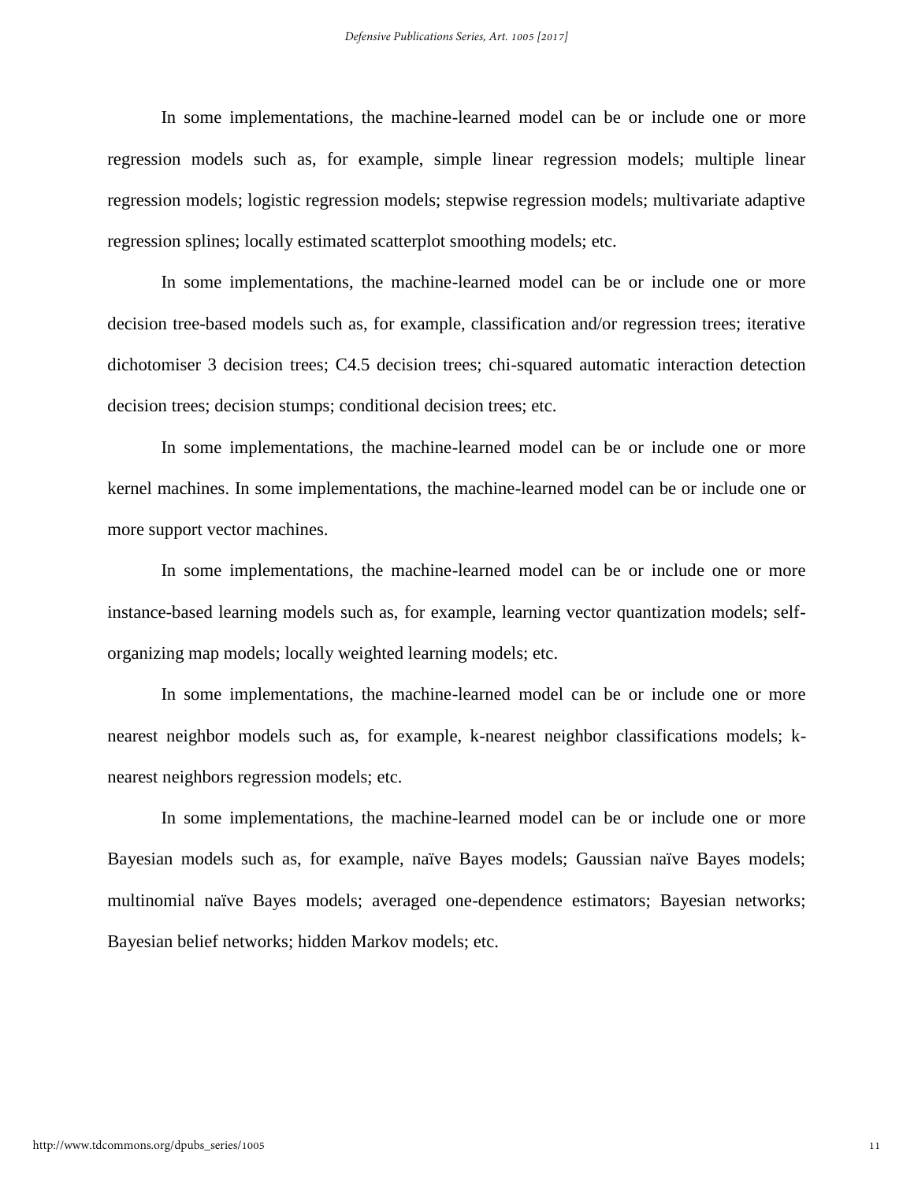In some implementations, the machine-learned model can be or include one or more regression models such as, for example, simple linear regression models; multiple linear regression models; logistic regression models; stepwise regression models; multivariate adaptive regression splines; locally estimated scatterplot smoothing models; etc.

In some implementations, the machine-learned model can be or include one or more decision tree-based models such as, for example, classification and/or regression trees; iterative dichotomiser 3 decision trees; C4.5 decision trees; chi-squared automatic interaction detection decision trees; decision stumps; conditional decision trees; etc.

In some implementations, the machine-learned model can be or include one or more kernel machines. In some implementations, the machine-learned model can be or include one or more support vector machines.

In some implementations, the machine-learned model can be or include one or more instance-based learning models such as, for example, learning vector quantization models; self-organizing map models; locally weighted learning models; etc.

In some implementations, the machine-learned model can be or include one or more nearest neighbor models such as, for example, k-nearest neighbor classifications models; k-nearest neighbors regression models; etc.

In some implementations, the machine-learned model can be or include one or more Bayesian models such as, for example, naïve Bayes models; Gaussian naïve Bayes models; multinomial naïve Bayes models; averaged one-dependence estimators; Bayesian networks; Bayesian belief networks; hidden Markov models; etc.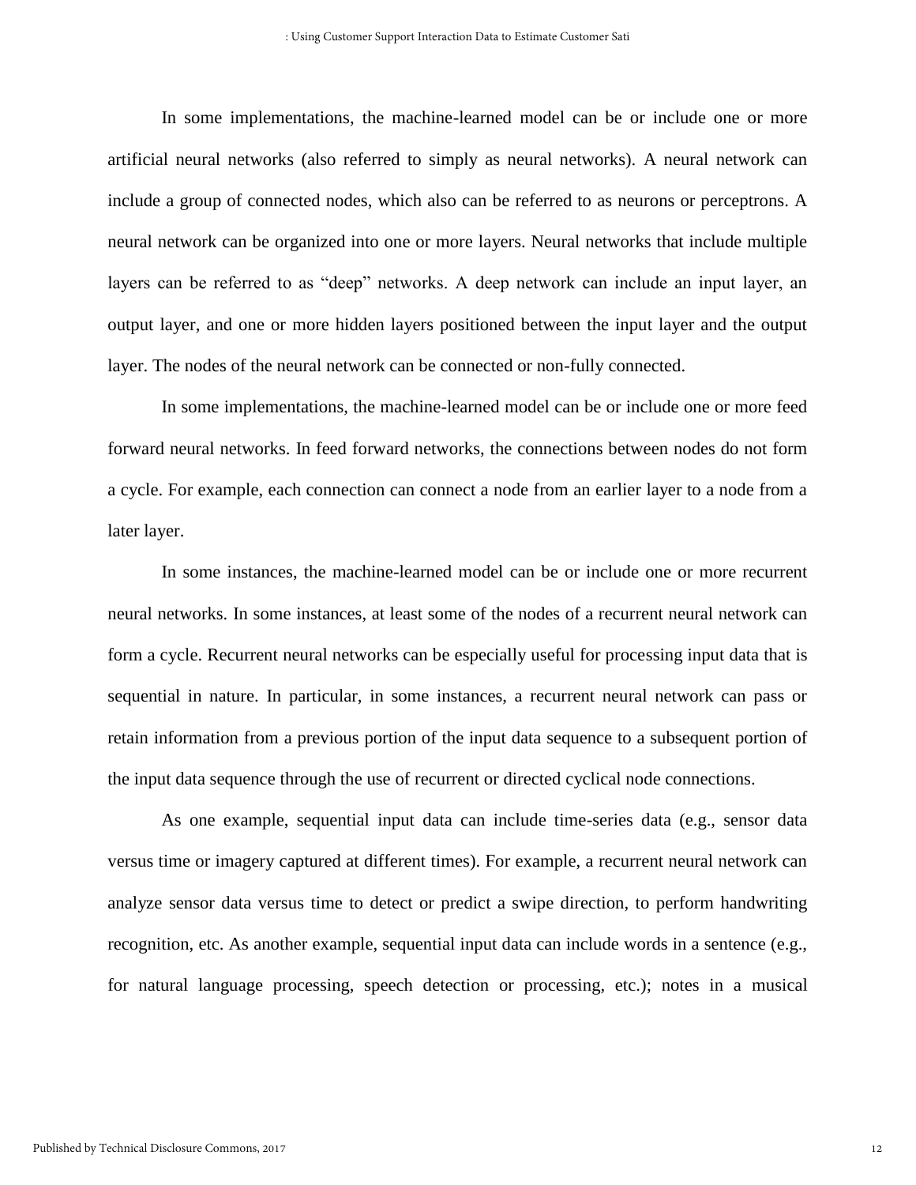In some implementations, the machine-learned model can be or include one or more artificial neural networks (also referred to simply as neural networks). A neural network can include a group of connected nodes, which also can be referred to as neurons or perceptrons. A neural network can be organized into one or more layers. Neural networks that include multiple layers can be referred to as "deep" networks. A deep network can include an input layer, an output layer, and one or more hidden layers positioned between the input layer and the output layer. The nodes of the neural network can be connected or non-fully connected.

In some implementations, the machine-learned model can be or include one or more feed forward neural networks. In feed forward networks, the connections between nodes do not form a cycle. For example, each connection can connect a node from an earlier layer to a node from a later layer.

In some instances, the machine-learned model can be or include one or more recurrent neural networks. In some instances, at least some of the nodes of a recurrent neural network can form a cycle. Recurrent neural networks can be especially useful for processing input data that is sequential in nature. In particular, in some instances, a recurrent neural network can pass or retain information from a previous portion of the input data sequence to a subsequent portion of the input data sequence through the use of recurrent or directed cyclical node connections.

As one example, sequential input data can include time-series data (e.g., sensor data versus time or imagery captured at different times). For example, a recurrent neural network can analyze sensor data versus time to detect or predict a swipe direction, to perform handwriting recognition, etc. As another example, sequential input data can include words in a sentence (e.g., for natural language processing, speech detection or processing, etc.); notes in a musical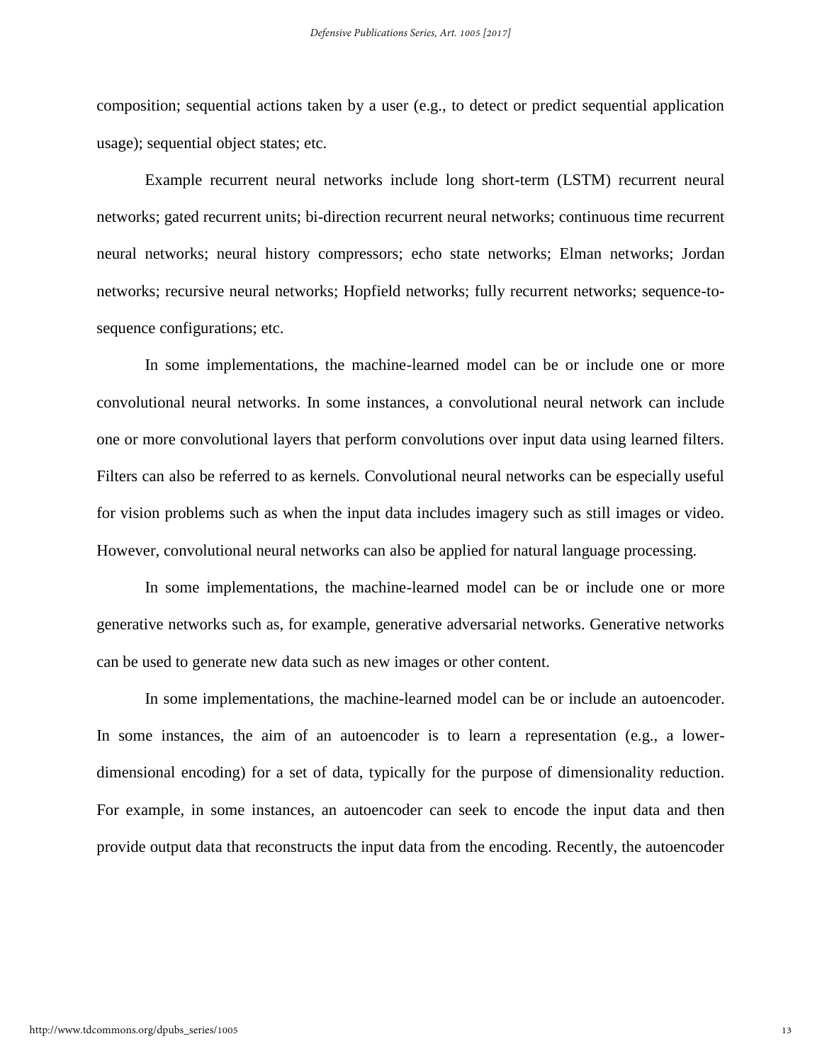composition; sequential actions taken by a user (e.g., to detect or predict sequential application usage); sequential object states; etc.

Example recurrent neural networks include long short-term (LSTM) recurrent neural networks; gated recurrent units; bi-direction recurrent neural networks; continuous time recurrent neural networks; neural history compressors; echo state networks; Elman networks; Jordan networks; recursive neural networks; Hopfield networks; fully recurrent networks; sequence-to-sequence configurations; etc.

In some implementations, the machine-learned model can be or include one or more convolutional neural networks. In some instances, a convolutional neural network can include one or more convolutional layers that perform convolutions over input data using learned filters. Filters can also be referred to as kernels. Convolutional neural networks can be especially useful for vision problems such as when the input data includes imagery such as still images or video. However, convolutional neural networks can also be applied for natural language processing.

In some implementations, the machine-learned model can be or include one or more generative networks such as, for example, generative adversarial networks. Generative networks can be used to generate new data such as new images or other content.

In some implementations, the machine-learned model can be or include an autoencoder. In some instances, the aim of an autoencoder is to learn a representation (e.g., a lower-dimensional encoding) for a set of data, typically for the purpose of dimensionality reduction. For example, in some instances, an autoencoder can seek to encode the input data and then provide output data that reconstructs the input data from the encoding. Recently, the autoencoder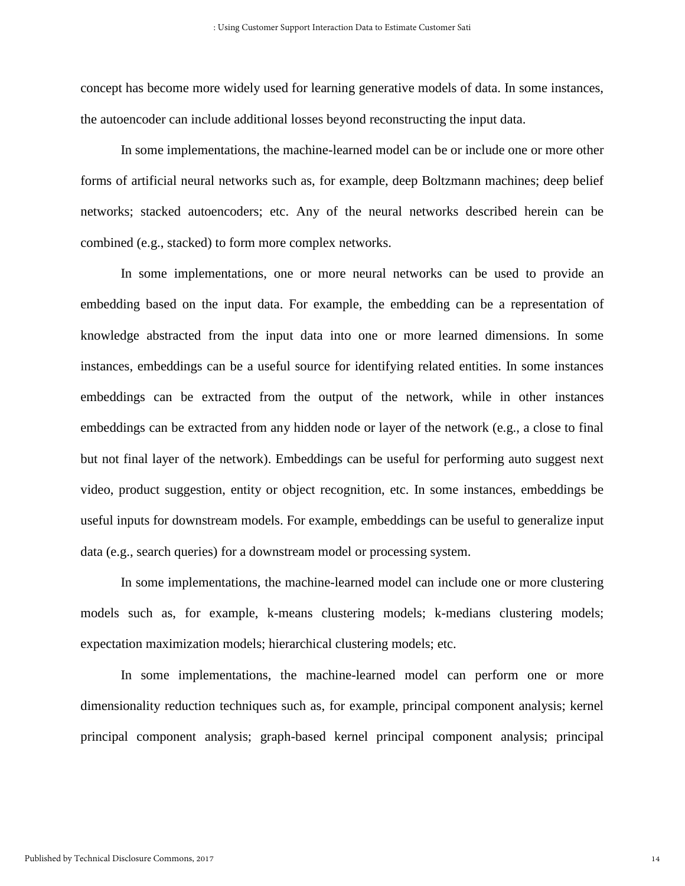concept has become more widely used for learning generative models of data. In some instances, the autoencoder can include additional losses beyond reconstructing the input data.

In some implementations, the machine-learned model can be or include one or more other forms of artificial neural networks such as, for example, deep Boltzmann machines; deep belief networks; stacked autoencoders; etc. Any of the neural networks described herein can be combined (e.g., stacked) to form more complex networks.

In some implementations, one or more neural networks can be used to provide an embedding based on the input data. For example, the embedding can be a representation of knowledge abstracted from the input data into one or more learned dimensions. In some instances, embeddings can be a useful source for identifying related entities. In some instances embeddings can be extracted from the output of the network, while in other instances embeddings can be extracted from any hidden node or layer of the network (e.g., a close to final but not final layer of the network). Embeddings can be useful for performing auto suggest next video, product suggestion, entity or object recognition, etc. In some instances, embeddings be useful inputs for downstream models. For example, embeddings can be useful to generalize input data (e.g., search queries) for a downstream model or processing system.

In some implementations, the machine-learned model can include one or more clustering models such as, for example, k-means clustering models; k-medians clustering models; expectation maximization models; hierarchical clustering models; etc.

In some implementations, the machine-learned model can perform one or more dimensionality reduction techniques such as, for example, principal component analysis; kernel principal component analysis; graph-based kernel principal component analysis; principal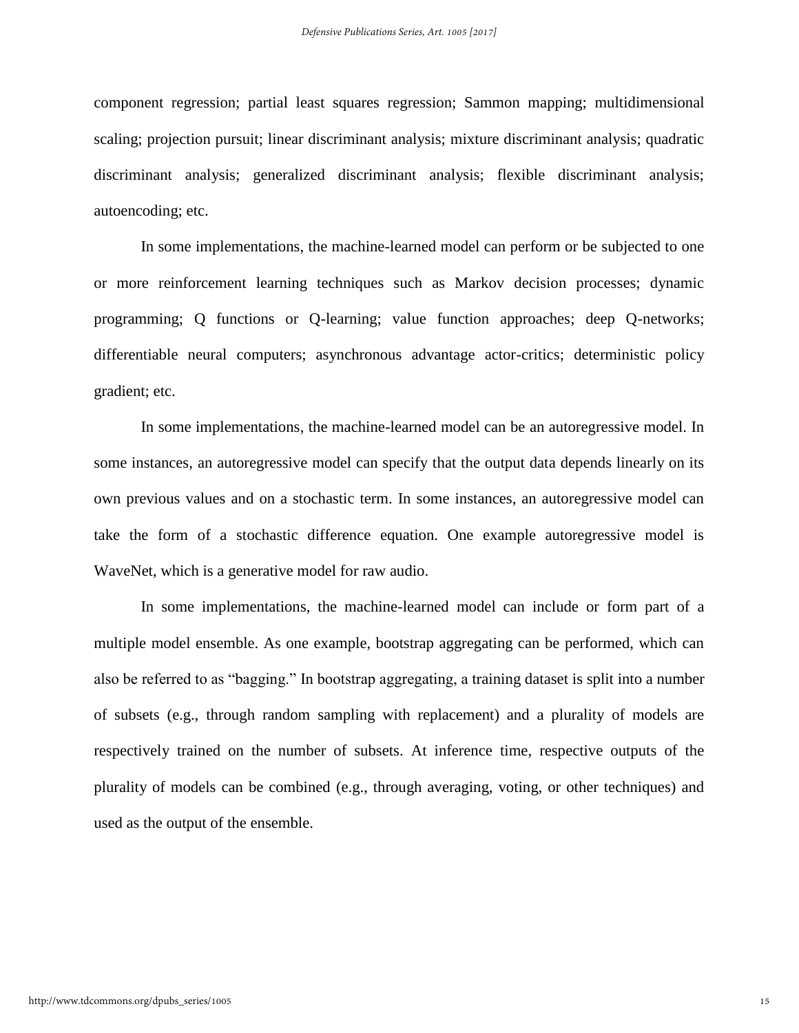component regression; partial least squares regression; Sammon mapping; multidimensional scaling; projection pursuit; linear discriminant analysis; mixture discriminant analysis; quadratic discriminant analysis; generalized discriminant analysis; flexible discriminant analysis; autoencoding; etc.

In some implementations, the machine-learned model can perform or be subjected to one or more reinforcement learning techniques such as Markov decision processes; dynamic programming; Q functions or Q-learning; value function approaches; deep Q-networks; differentiable neural computers; asynchronous advantage actor-critics; deterministic policy gradient; etc.

In some implementations, the machine-learned model can be an autoregressive model. In some instances, an autoregressive model can specify that the output data depends linearly on its own previous values and on a stochastic term. In some instances, an autoregressive model can take the form of a stochastic difference equation. One example autoregressive model is WaveNet, which is a generative model for raw audio.

In some implementations, the machine-learned model can include or form part of a multiple model ensemble. As one example, bootstrap aggregating can be performed, which can also be referred to as "bagging." In bootstrap aggregating, a training dataset is split into a number of subsets (e.g., through random sampling with replacement) and a plurality of models are respectively trained on the number of subsets. At inference time, respective outputs of the plurality of models can be combined (e.g., through averaging, voting, or other techniques) and used as the output of the ensemble.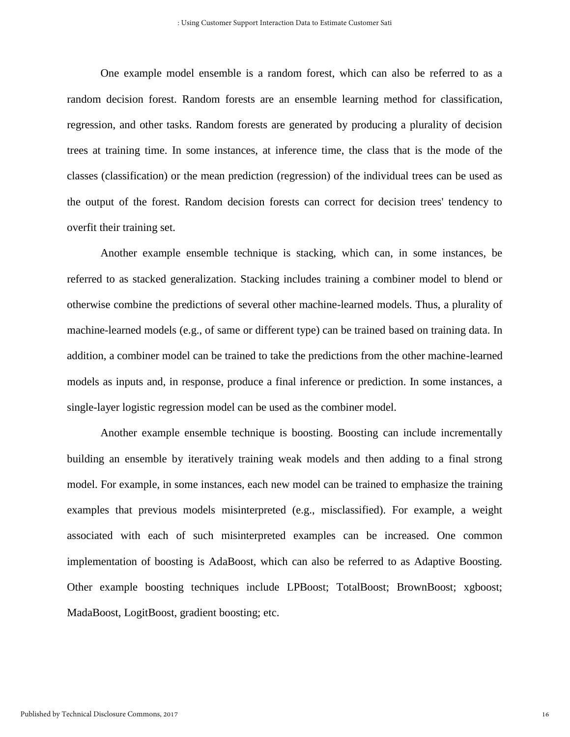One example model ensemble is a random forest, which can also be referred to as a random decision forest. Random forests are an ensemble learning method for classification, regression, and other tasks. Random forests are generated by producing a plurality of decision trees at training time. In some instances, at inference time, the class that is the mode of the classes (classification) or the mean prediction (regression) of the individual trees can be used as the output of the forest. Random decision forests can correct for decision trees' tendency to overfit their training set.

Another example ensemble technique is stacking, which can, in some instances, be referred to as stacked generalization. Stacking includes training a combiner model to blend or otherwise combine the predictions of several other machine-learned models. Thus, a plurality of machine-learned models (e.g., of same or different type) can be trained based on training data. In addition, a combiner model can be trained to take the predictions from the other machine-learned models as inputs and, in response, produce a final inference or prediction. In some instances, a single-layer logistic regression model can be used as the combiner model.

Another example ensemble technique is boosting. Boosting can include incrementally building an ensemble by iteratively training weak models and then adding to a final strong model. For example, in some instances, each new model can be trained to emphasize the training examples that previous models misinterpreted (e.g., misclassified). For example, a weight associated with each of such misinterpreted examples can be increased. One common implementation of boosting is AdaBoost, which can also be referred to as Adaptive Boosting. Other example boosting techniques include LPBoost; TotalBoost; BrownBoost; xgboost; MadaBoost, LogitBoost, gradient boosting; etc.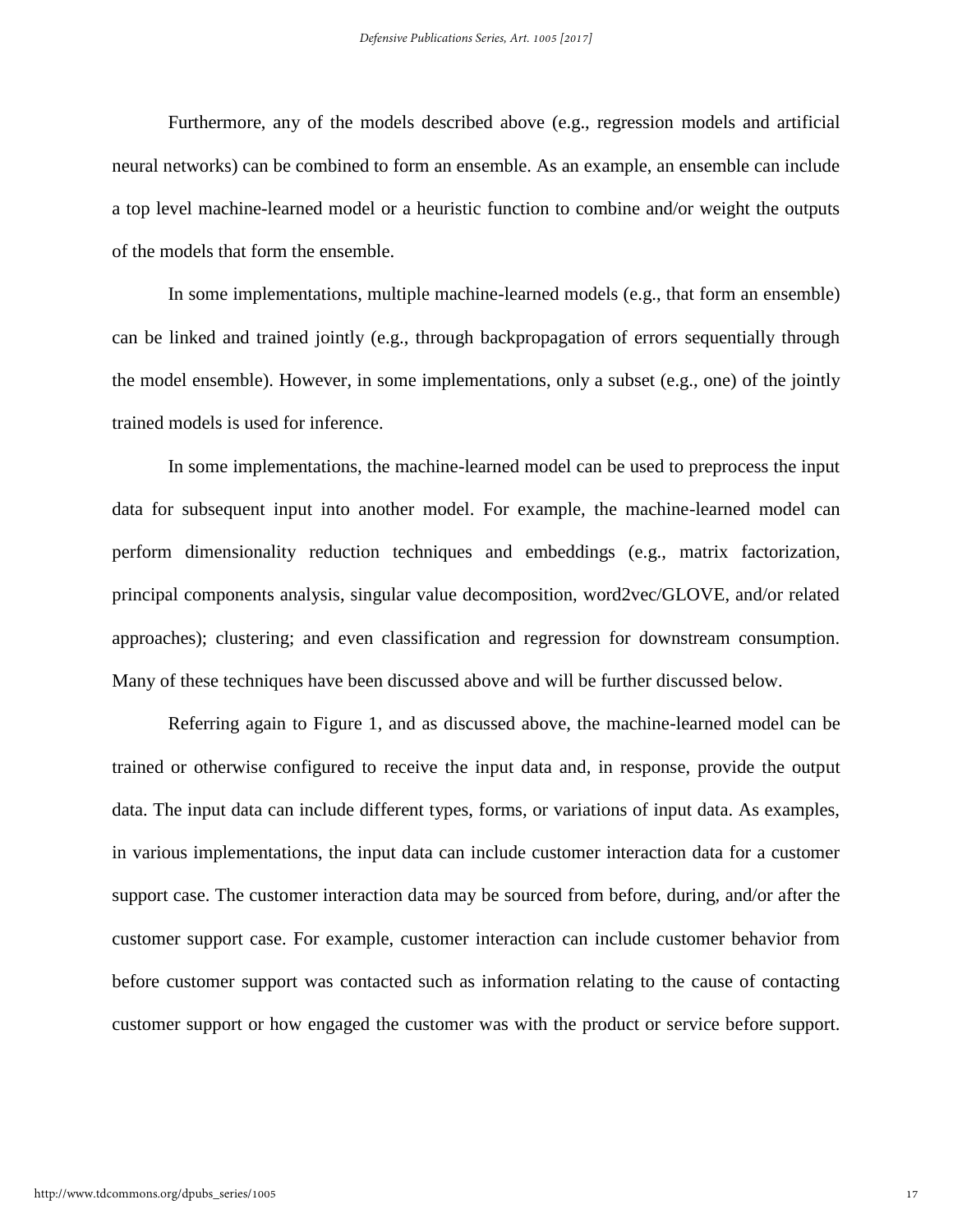Furthermore, any of the models described above (e.g., regression models and artificial neural networks) can be combined to form an ensemble. As an example, an ensemble can include a top level machine-learned model or a heuristic function to combine and/or weight the outputs of the models that form the ensemble.

In some implementations, multiple machine-learned models (e.g., that form an ensemble) can be linked and trained jointly (e.g., through backpropagation of errors sequentially through the model ensemble). However, in some implementations, only a subset (e.g., one) of the jointly trained models is used for inference.

In some implementations, the machine-learned model can be used to preprocess the input data for subsequent input into another model. For example, the machine-learned model can perform dimensionality reduction techniques and embeddings (e.g., matrix factorization, principal components analysis, singular value decomposition, word2vec/GLOVE, and/or related approaches); clustering; and even classification and regression for downstream consumption. Many of these techniques have been discussed above and will be further discussed below.

Referring again to Figure 1, and as discussed above, the machine-learned model can be trained or otherwise configured to receive the input data and, in response, provide the output data. The input data can include different types, forms, or variations of input data. As examples, in various implementations, the input data can include customer interaction data for a customer support case. The customer interaction data may be sourced from before, during, and/or after the customer support case. For example, customer interaction can include customer behavior from before customer support was contacted such as information relating to the cause of contacting customer support or how engaged the customer was with the product or service before support.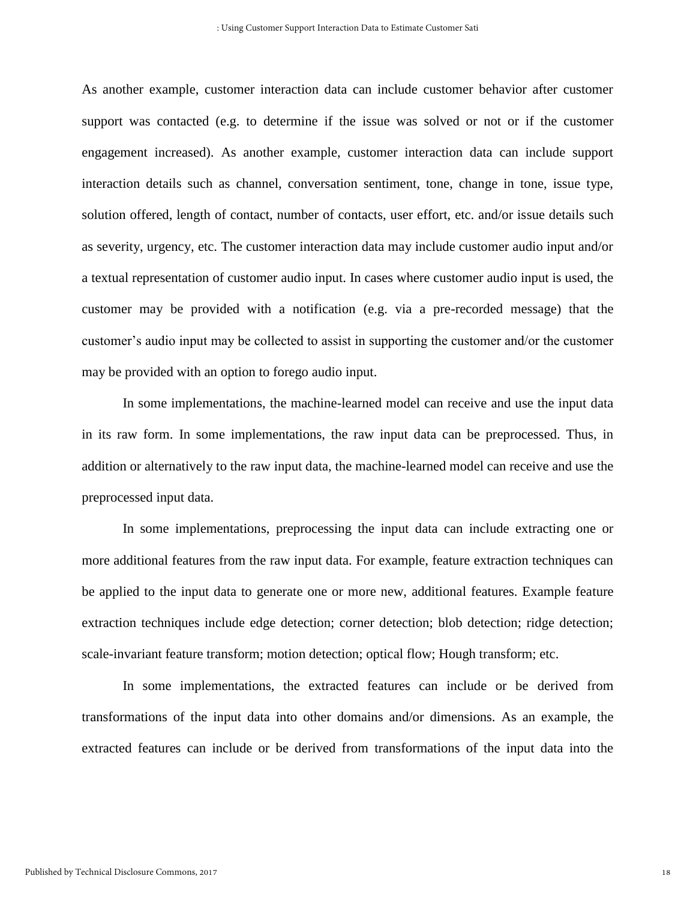As another example, customer interaction data can include customer behavior after customer support was contacted (e.g. to determine if the issue was solved or not or if the customer engagement increased). As another example, customer interaction data can include support interaction details such as channel, conversation sentiment, tone, change in tone, issue type, solution offered, length of contact, number of contacts, user effort, etc. and/or issue details such as severity, urgency, etc. The customer interaction data may include customer audio input and/or a textual representation of customer audio input. In cases where customer audio input is used, the customer may be provided with a notification (e.g. via a pre-recorded message) that the customer's audio input may be collected to assist in supporting the customer and/or the customer may be provided with an option to forego audio input.

In some implementations, the machine-learned model can receive and use the input data in its raw form. In some implementations, the raw input data can be preprocessed. Thus, in addition or alternatively to the raw input data, the machine-learned model can receive and use the preprocessed input data.

In some implementations, preprocessing the input data can include extracting one or more additional features from the raw input data. For example, feature extraction techniques can be applied to the input data to generate one or more new, additional features. Example feature extraction techniques include edge detection; corner detection; blob detection; ridge detection; scale-invariant feature transform; motion detection; optical flow; Hough transform; etc.

In some implementations, the extracted features can include or be derived from transformations of the input data into other domains and/or dimensions. As an example, the extracted features can include or be derived from transformations of the input data into the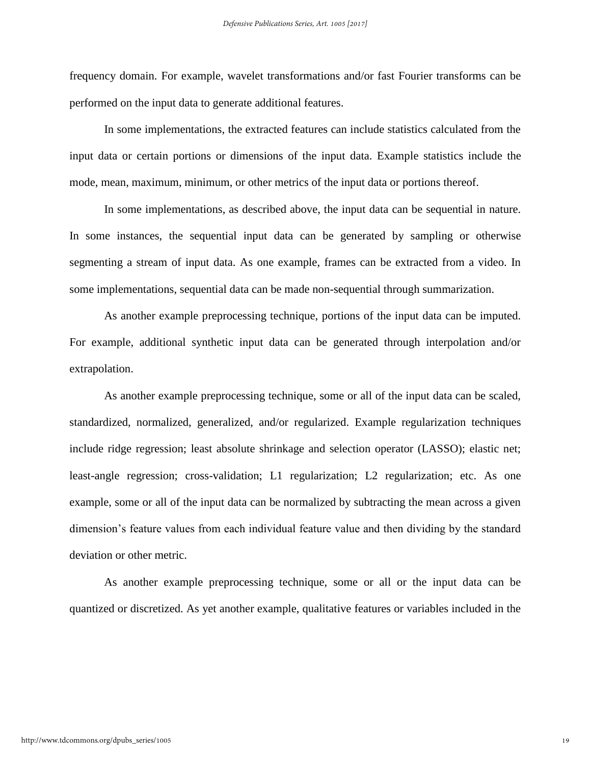frequency domain. For example, wavelet transformations and/or fast Fourier transforms can be performed on the input data to generate additional features.

In some implementations, the extracted features can include statistics calculated from the input data or certain portions or dimensions of the input data. Example statistics include the mode, mean, maximum, minimum, or other metrics of the input data or portions thereof.

In some implementations, as described above, the input data can be sequential in nature. In some instances, the sequential input data can be generated by sampling or otherwise segmenting a stream of input data. As one example, frames can be extracted from a video. In some implementations, sequential data can be made non-sequential through summarization.

As another example preprocessing technique, portions of the input data can be imputed. For example, additional synthetic input data can be generated through interpolation and/or extrapolation.

As another example preprocessing technique, some or all of the input data can be scaled, standardized, normalized, generalized, and/or regularized. Example regularization techniques include ridge regression; least absolute shrinkage and selection operator (LASSO); elastic net; least-angle regression; cross-validation; L1 regularization; L2 regularization; etc. As one example, some or all of the input data can be normalized by subtracting the mean across a given dimension's feature values from each individual feature value and then dividing by the standard deviation or other metric.

As another example preprocessing technique, some or all or the input data can be quantized or discretized. As yet another example, qualitative features or variables included in the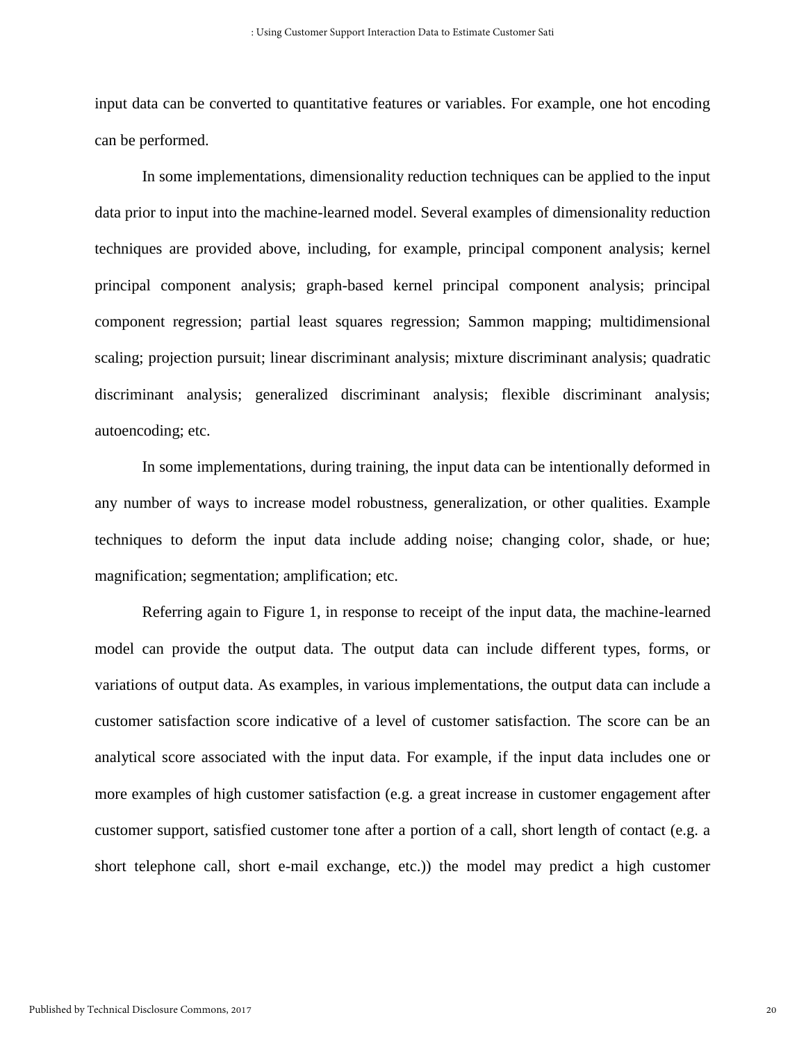input data can be converted to quantitative features or variables. For example, one hot encoding can be performed.

In some implementations, dimensionality reduction techniques can be applied to the input data prior to input into the machine-learned model. Several examples of dimensionality reduction techniques are provided above, including, for example, principal component analysis; kernel principal component analysis; graph-based kernel principal component analysis; principal component regression; partial least squares regression; Sammon mapping; multidimensional scaling; projection pursuit; linear discriminant analysis; mixture discriminant analysis; quadratic discriminant analysis; generalized discriminant analysis; flexible discriminant analysis; autoencoding; etc.

In some implementations, during training, the input data can be intentionally deformed in any number of ways to increase model robustness, generalization, or other qualities. Example techniques to deform the input data include adding noise; changing color, shade, or hue; magnification; segmentation; amplification; etc.

Referring again to Figure 1, in response to receipt of the input data, the machine-learned model can provide the output data. The output data can include different types, forms, or variations of output data. As examples, in various implementations, the output data can include a customer satisfaction score indicative of a level of customer satisfaction. The score can be an analytical score associated with the input data. For example, if the input data includes one or more examples of high customer satisfaction (e.g. a great increase in customer engagement after customer support, satisfied customer tone after a portion of a call, short length of contact (e.g. a short telephone call, short e-mail exchange, etc.)) the model may predict a high customer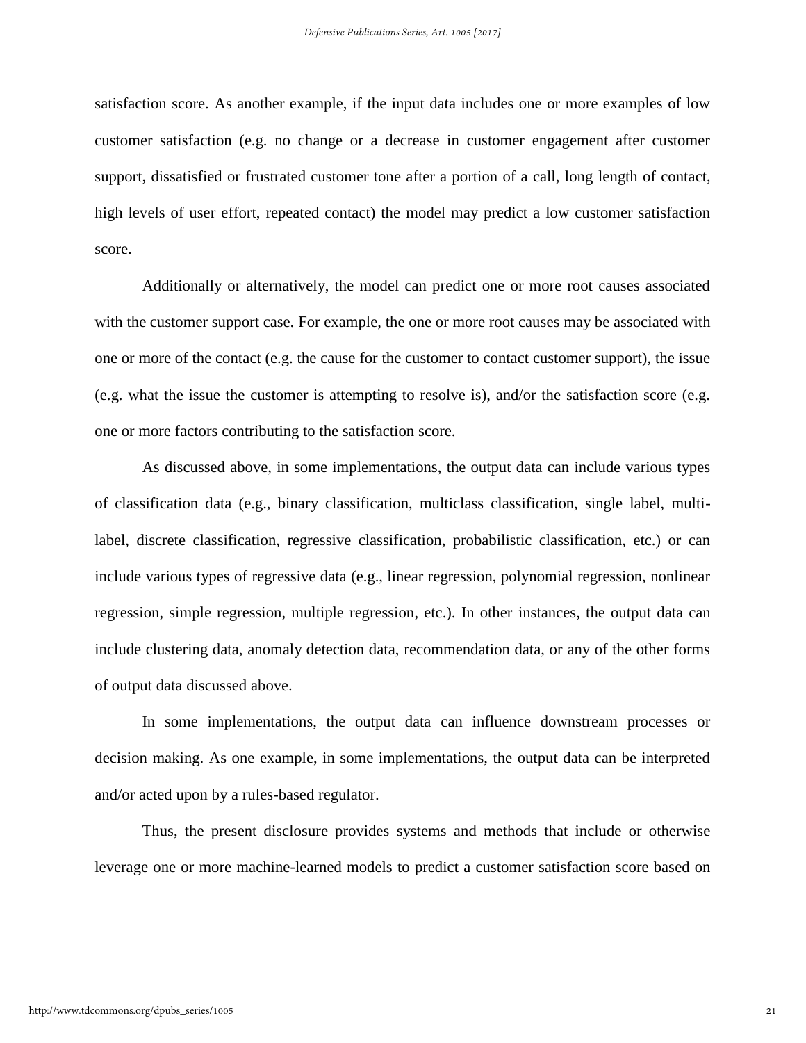satisfaction score. As another example, if the input data includes one or more examples of low customer satisfaction (e.g. no change or a decrease in customer engagement after customer support, dissatisfied or frustrated customer tone after a portion of a call, long length of contact, high levels of user effort, repeated contact) the model may predict a low customer satisfaction score.

Additionally or alternatively, the model can predict one or more root causes associated with the customer support case. For example, the one or more root causes may be associated with one or more of the contact (e.g. the cause for the customer to contact customer support), the issue (e.g. what the issue the customer is attempting to resolve is), and/or the satisfaction score (e.g. one or more factors contributing to the satisfaction score.

As discussed above, in some implementations, the output data can include various types of classification data (e.g., binary classification, multiclass classification, single label, multi-label, discrete classification, regressive classification, probabilistic classification, etc.) or can include various types of regressive data (e.g., linear regression, polynomial regression, nonlinear regression, simple regression, multiple regression, etc.). In other instances, the output data can include clustering data, anomaly detection data, recommendation data, or any of the other forms of output data discussed above.

In some implementations, the output data can influence downstream processes or decision making. As one example, in some implementations, the output data can be interpreted and/or acted upon by a rules-based regulator.

Thus, the present disclosure provides systems and methods that include or otherwise leverage one or more machine-learned models to predict a customer satisfaction score based on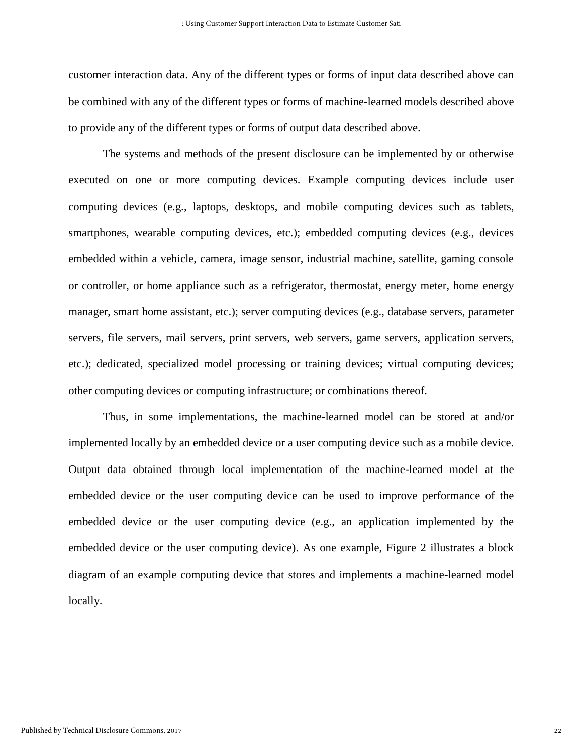customer interaction data. Any of the different types or forms of input data described above can be combined with any of the different types or forms of machine-learned models described above to provide any of the different types or forms of output data described above.

The systems and methods of the present disclosure can be implemented by or otherwise executed on one or more computing devices. Example computing devices include user computing devices (e.g., laptops, desktops, and mobile computing devices such as tablets, smartphones, wearable computing devices, etc.); embedded computing devices (e.g., devices embedded within a vehicle, camera, image sensor, industrial machine, satellite, gaming console or controller, or home appliance such as a refrigerator, thermostat, energy meter, home energy manager, smart home assistant, etc.); server computing devices (e.g., database servers, parameter servers, file servers, mail servers, print servers, web servers, game servers, application servers, etc.); dedicated, specialized model processing or training devices; virtual computing devices; other computing devices or computing infrastructure; or combinations thereof.

Thus, in some implementations, the machine-learned model can be stored at and/or implemented locally by an embedded device or a user computing device such as a mobile device. Output data obtained through local implementation of the machine-learned model at the embedded device or the user computing device can be used to improve performance of the embedded device or the user computing device (e.g., an application implemented by the embedded device or the user computing device). As one example, Figure 2 illustrates a block diagram of an example computing device that stores and implements a machine-learned model locally.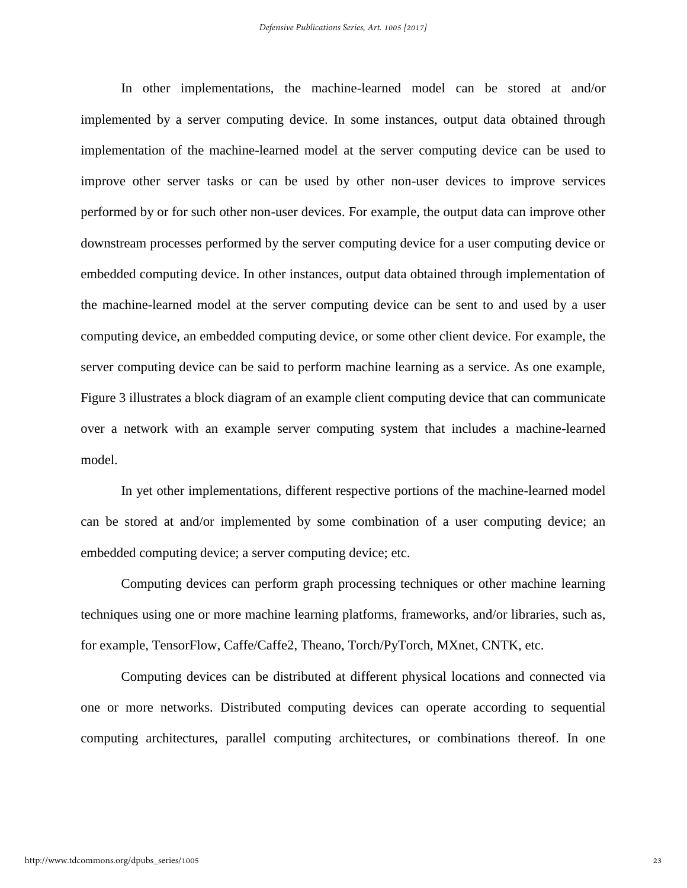In other implementations, the machine-learned model can be stored at and/or implemented by a server computing device. In some instances, output data obtained through implementation of the machine-learned model at the server computing device can be used to improve other server tasks or can be used by other non-user devices to improve services performed by or for such other non-user devices. For example, the output data can improve other downstream processes performed by the server computing device for a user computing device or embedded computing device. In other instances, output data obtained through implementation of the machine-learned model at the server computing device can be sent to and used by a user computing device, an embedded computing device, or some other client device. For example, the server computing device can be said to perform machine learning as a service. As one example, Figure 3 illustrates a block diagram of an example client computing device that can communicate over a network with an example server computing system that includes a machine-learned model.

In yet other implementations, different respective portions of the machine-learned model can be stored at and/or implemented by some combination of a user computing device; an embedded computing device; a server computing device; etc.

Computing devices can perform graph processing techniques or other machine learning techniques using one or more machine learning platforms, frameworks, and/or libraries, such as, for example, TensorFlow, Caffe/Caffe2, Theano, Torch/PyTorch, MXnet, CNTK, etc.

Computing devices can be distributed at different physical locations and connected via one or more networks. Distributed computing devices can operate according to sequential computing architectures, parallel computing architectures, or combinations thereof. In one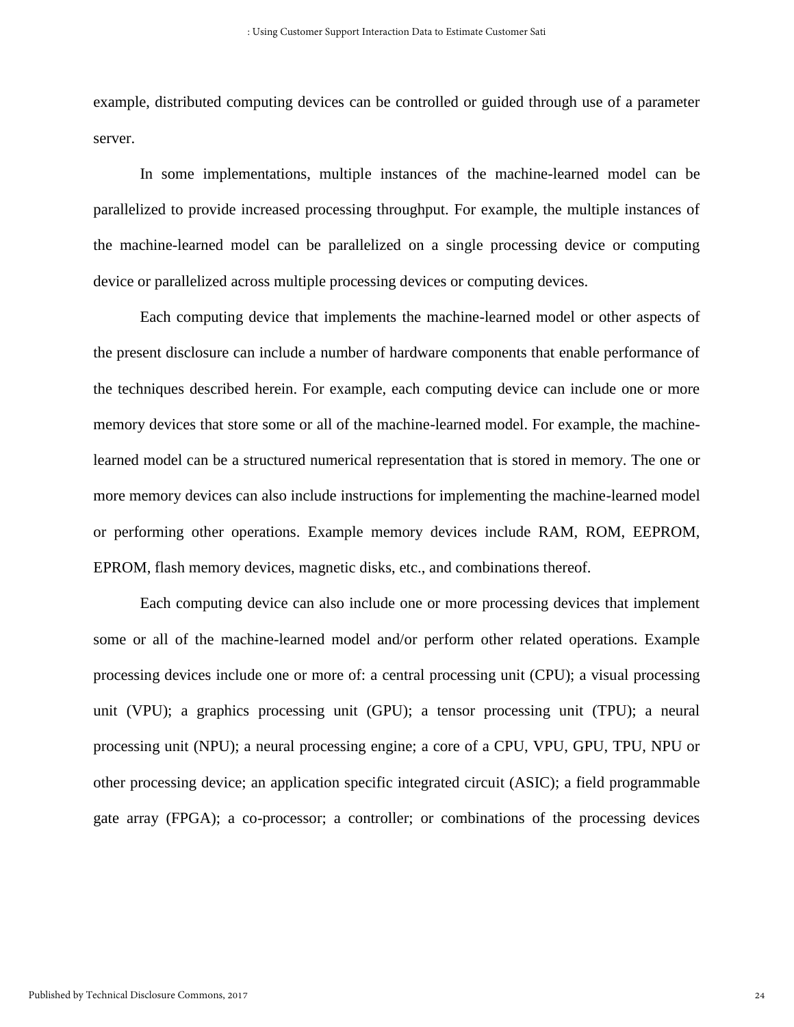example, distributed computing devices can be controlled or guided through use of a parameter server.

In some implementations, multiple instances of the machine-learned model can be parallelized to provide increased processing throughput. For example, the multiple instances of the machine-learned model can be parallelized on a single processing device or computing device or parallelized across multiple processing devices or computing devices.

Each computing device that implements the machine-learned model or other aspects of the present disclosure can include a number of hardware components that enable performance of the techniques described herein. For example, each computing device can include one or more memory devices that store some or all of the machine-learned model. For example, the machine-learned model can be a structured numerical representation that is stored in memory. The one or more memory devices can also include instructions for implementing the machine-learned model or performing other operations. Example memory devices include RAM, ROM, EEPROM, EPROM, flash memory devices, magnetic disks, etc., and combinations thereof.

Each computing device can also include one or more processing devices that implement some or all of the machine-learned model and/or perform other related operations. Example processing devices include one or more of: a central processing unit (CPU); a visual processing unit (VPU); a graphics processing unit (GPU); a tensor processing unit (TPU); a neural processing unit (NPU); a neural processing engine; a core of a CPU, VPU, GPU, TPU, NPU or other processing device; an application specific integrated circuit (ASIC); a field programmable gate array (FPGA); a co-processor; a controller; or combinations of the processing devices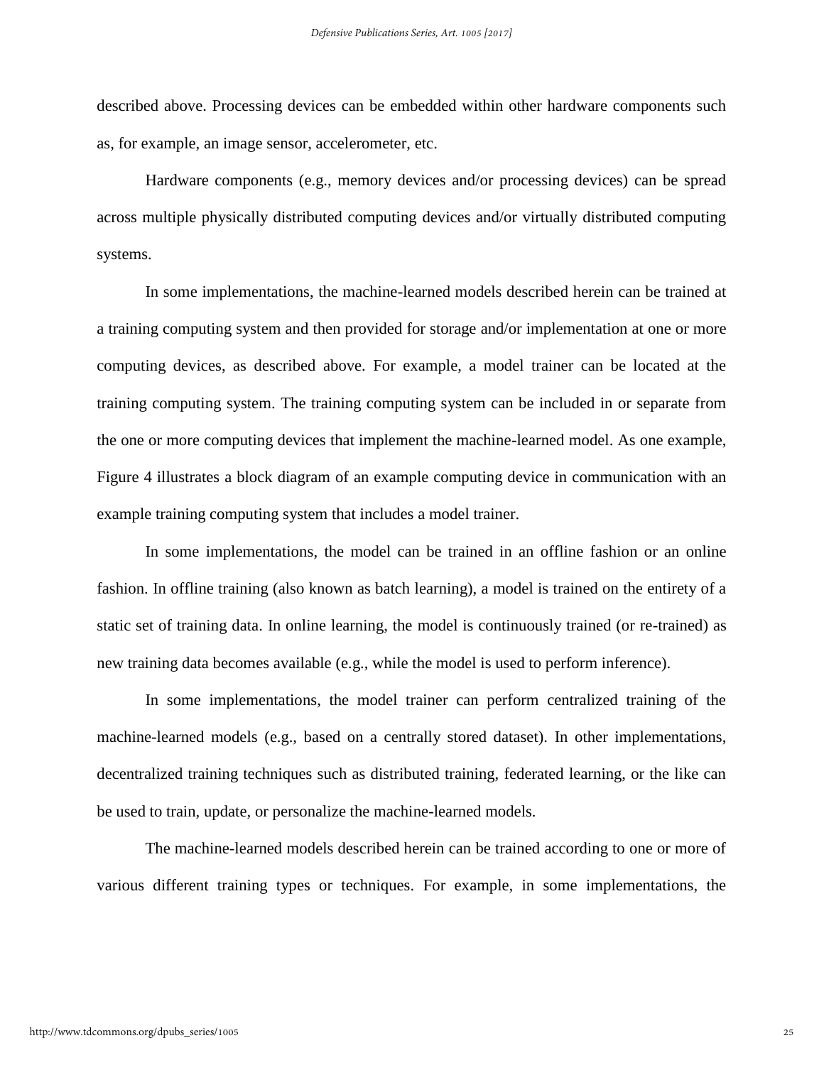described above. Processing devices can be embedded within other hardware components such as, for example, an image sensor, accelerometer, etc.

Hardware components (e.g., memory devices and/or processing devices) can be spread across multiple physically distributed computing devices and/or virtually distributed computing systems.

In some implementations, the machine-learned models described herein can be trained at a training computing system and then provided for storage and/or implementation at one or more computing devices, as described above. For example, a model trainer can be located at the training computing system. The training computing system can be included in or separate from the one or more computing devices that implement the machine-learned model. As one example, Figure 4 illustrates a block diagram of an example computing device in communication with an example training computing system that includes a model trainer.

In some implementations, the model can be trained in an offline fashion or an online fashion. In offline training (also known as batch learning), a model is trained on the entirety of a static set of training data. In online learning, the model is continuously trained (or re-trained) as new training data becomes available (e.g., while the model is used to perform inference).

In some implementations, the model trainer can perform centralized training of the machine-learned models (e.g., based on a centrally stored dataset). In other implementations, decentralized training techniques such as distributed training, federated learning, or the like can be used to train, update, or personalize the machine-learned models.

The machine-learned models described herein can be trained according to one or more of various different training types or techniques. For example, in some implementations, the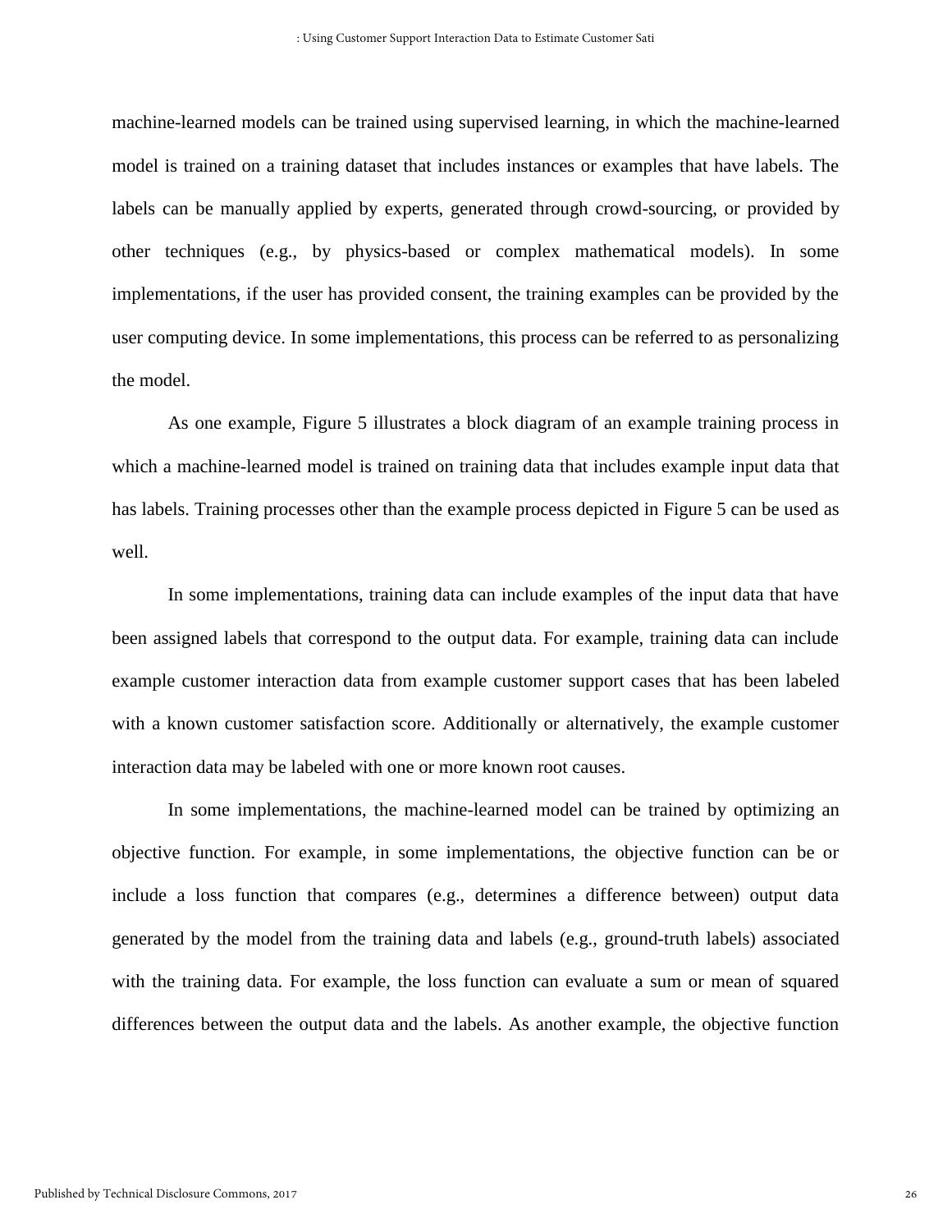machine-learned models can be trained using supervised learning, in which the machine-learned model is trained on a training dataset that includes instances or examples that have labels. The labels can be manually applied by experts, generated through crowd-sourcing, or provided by other techniques (e.g., by physics-based or complex mathematical models). In some implementations, if the user has provided consent, the training examples can be provided by the user computing device. In some implementations, this process can be referred to as personalizing the model.

As one example, Figure 5 illustrates a block diagram of an example training process in which a machine-learned model is trained on training data that includes example input data that has labels. Training processes other than the example process depicted in Figure 5 can be used as well.

In some implementations, training data can include examples of the input data that have been assigned labels that correspond to the output data. For example, training data can include example customer interaction data from example customer support cases that has been labeled with a known customer satisfaction score. Additionally or alternatively, the example customer interaction data may be labeled with one or more known root causes.

In some implementations, the machine-learned model can be trained by optimizing an objective function. For example, in some implementations, the objective function can be or include a loss function that compares (e.g., determines a difference between) output data generated by the model from the training data and labels (e.g., ground-truth labels) associated with the training data. For example, the loss function can evaluate a sum or mean of squared differences between the output data and the labels. As another example, the objective function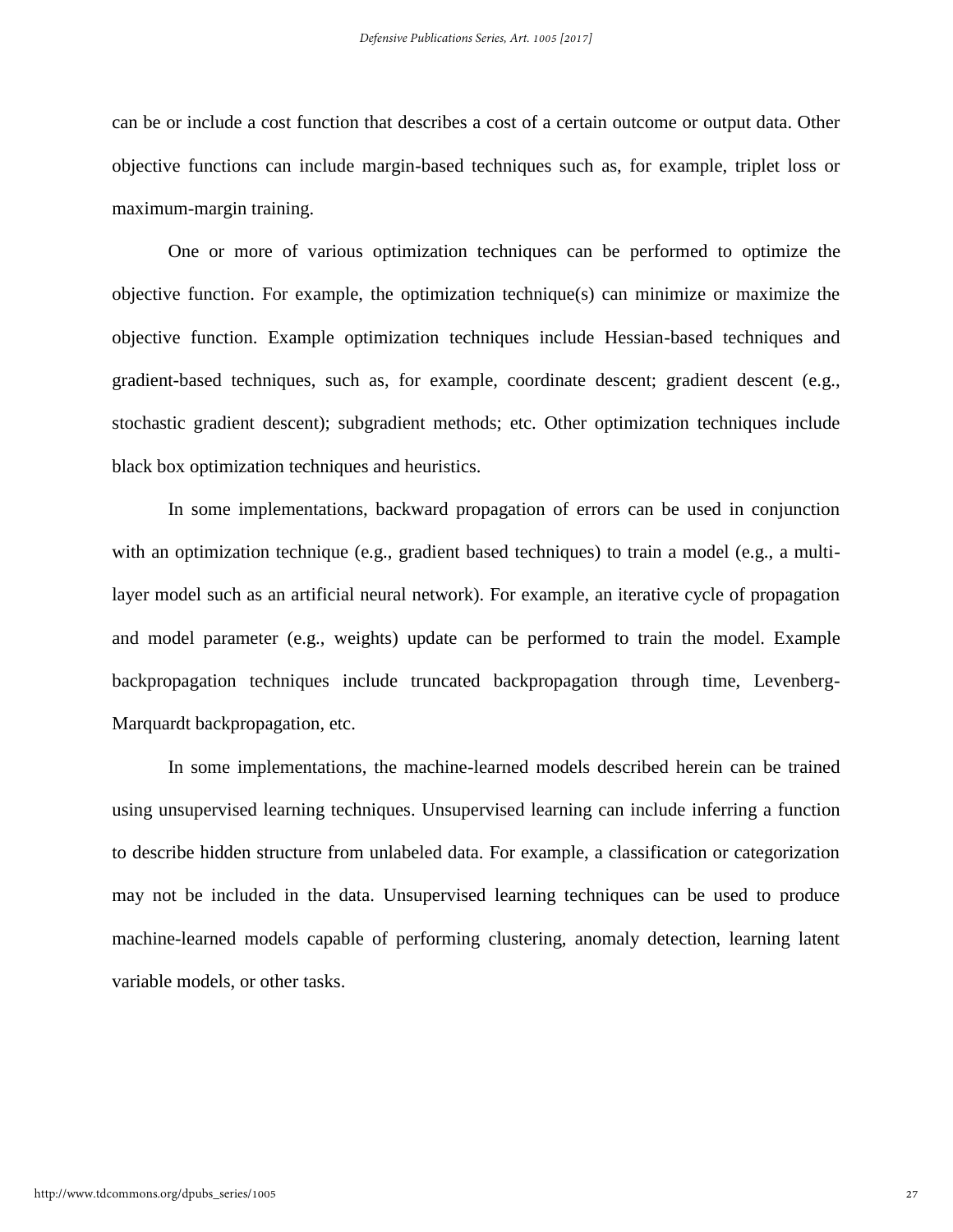can be or include a cost function that describes a cost of a certain outcome or output data. Other objective functions can include margin-based techniques such as, for example, triplet loss or maximum-margin training.

One or more of various optimization techniques can be performed to optimize the objective function. For example, the optimization technique(s) can minimize or maximize the objective function. Example optimization techniques include Hessian-based techniques and gradient-based techniques, such as, for example, coordinate descent; gradient descent (e.g., stochastic gradient descent); subgradient methods; etc. Other optimization techniques include black box optimization techniques and heuristics.

In some implementations, backward propagation of errors can be used in conjunction with an optimization technique (e.g., gradient based techniques) to train a model (e.g., a multi-layer model such as an artificial neural network). For example, an iterative cycle of propagation and model parameter (e.g., weights) update can be performed to train the model. Example backpropagation techniques include truncated backpropagation through time, Levenberg-Marquardt backpropagation, etc.

In some implementations, the machine-learned models described herein can be trained using unsupervised learning techniques. Unsupervised learning can include inferring a function to describe hidden structure from unlabeled data. For example, a classification or categorization may not be included in the data. Unsupervised learning techniques can be used to produce machine-learned models capable of performing clustering, anomaly detection, learning latent variable models, or other tasks.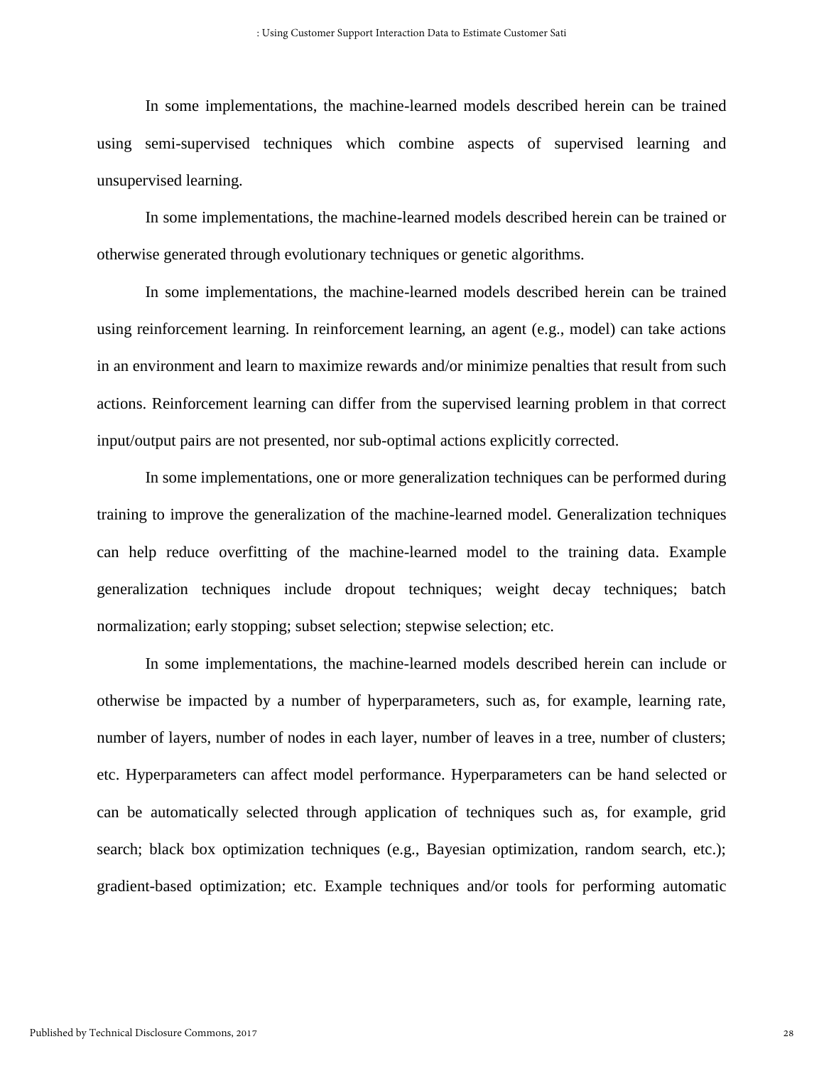In some implementations, the machine-learned models described herein can be trained using semi-supervised techniques which combine aspects of supervised learning and unsupervised learning.

In some implementations, the machine-learned models described herein can be trained or otherwise generated through evolutionary techniques or genetic algorithms.

In some implementations, the machine-learned models described herein can be trained using reinforcement learning. In reinforcement learning, an agent (e.g., model) can take actions in an environment and learn to maximize rewards and/or minimize penalties that result from such actions. Reinforcement learning can differ from the supervised learning problem in that correct input/output pairs are not presented, nor sub-optimal actions explicitly corrected.

In some implementations, one or more generalization techniques can be performed during training to improve the generalization of the machine-learned model. Generalization techniques can help reduce overfitting of the machine-learned model to the training data. Example generalization techniques include dropout techniques; weight decay techniques; batch normalization; early stopping; subset selection; stepwise selection; etc.

In some implementations, the machine-learned models described herein can include or otherwise be impacted by a number of hyperparameters, such as, for example, learning rate, number of layers, number of nodes in each layer, number of leaves in a tree, number of clusters; etc. Hyperparameters can affect model performance. Hyperparameters can be hand selected or can be automatically selected through application of techniques such as, for example, grid search; black box optimization techniques (e.g., Bayesian optimization, random search, etc.); gradient-based optimization; etc. Example techniques and/or tools for performing automatic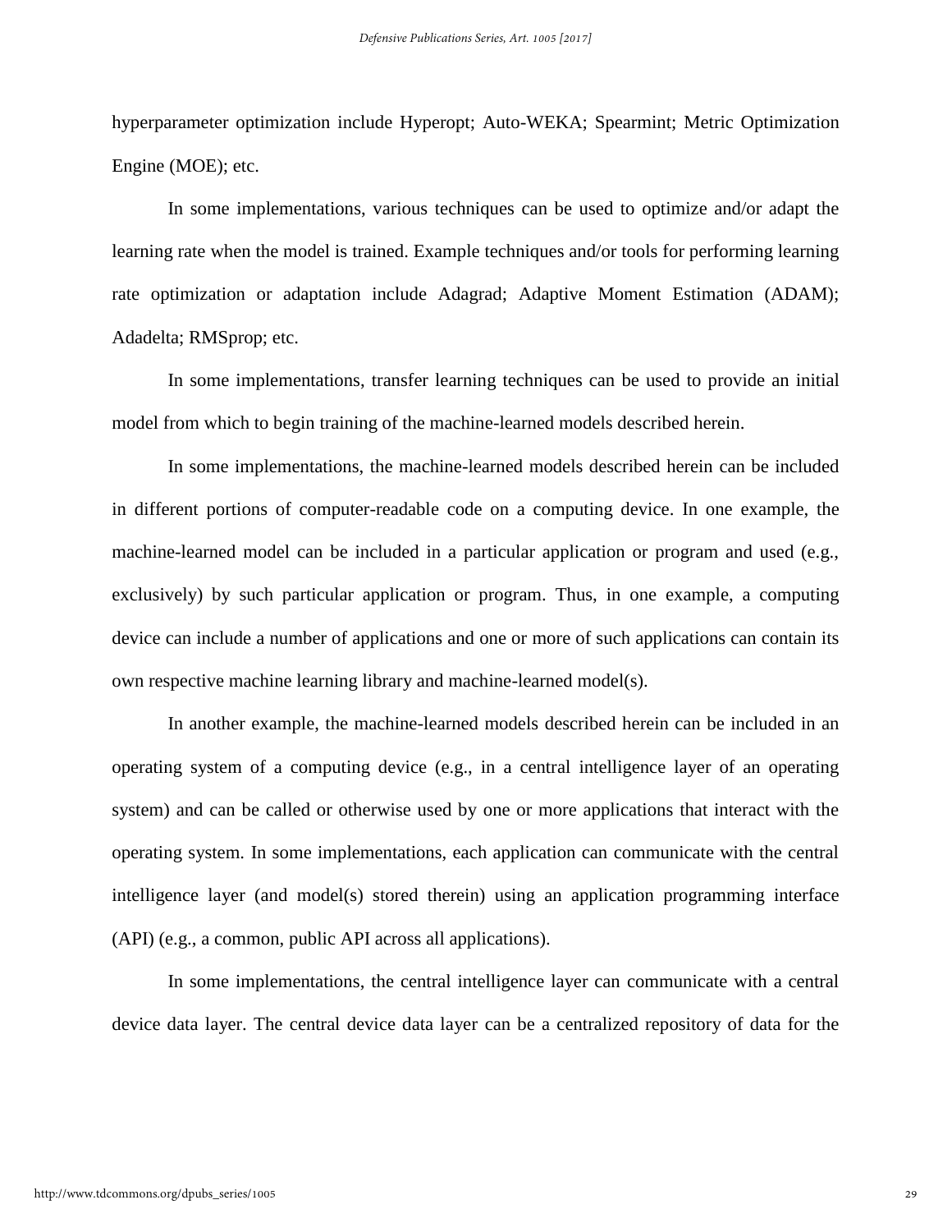hyperparameter optimization include Hyperopt; Auto-WEKA; Spearmint; Metric Optimization Engine (MOE); etc.

In some implementations, various techniques can be used to optimize and/or adapt the learning rate when the model is trained. Example techniques and/or tools for performing learning rate optimization or adaptation include Adagrad; Adaptive Moment Estimation (ADAM); Adadelta; RMSprop; etc.

In some implementations, transfer learning techniques can be used to provide an initial model from which to begin training of the machine-learned models described herein.

In some implementations, the machine-learned models described herein can be included in different portions of computer-readable code on a computing device. In one example, the machine-learned model can be included in a particular application or program and used (e.g., exclusively) by such particular application or program. Thus, in one example, a computing device can include a number of applications and one or more of such applications can contain its own respective machine learning library and machine-learned model(s).

In another example, the machine-learned models described herein can be included in an operating system of a computing device (e.g., in a central intelligence layer of an operating system) and can be called or otherwise used by one or more applications that interact with the operating system. In some implementations, each application can communicate with the central intelligence layer (and model(s) stored therein) using an application programming interface (API) (e.g., a common, public API across all applications).

In some implementations, the central intelligence layer can communicate with a central device data layer. The central device data layer can be a centralized repository of data for the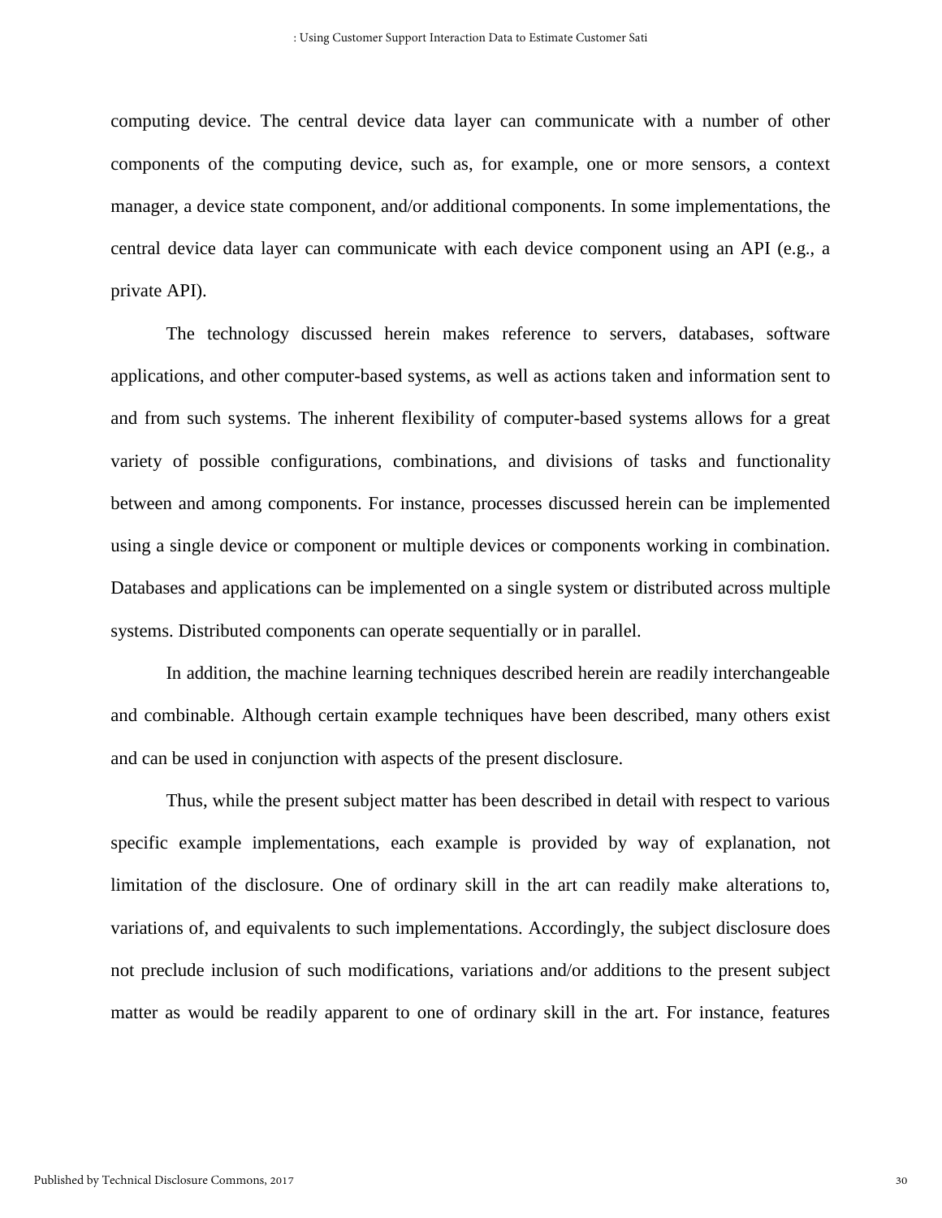computing device. The central device data layer can communicate with a number of other components of the computing device, such as, for example, one or more sensors, a context manager, a device state component, and/or additional components. In some implementations, the central device data layer can communicate with each device component using an API (e.g., a private API).

The technology discussed herein makes reference to servers, databases, software applications, and other computer-based systems, as well as actions taken and information sent to and from such systems. The inherent flexibility of computer-based systems allows for a great variety of possible configurations, combinations, and divisions of tasks and functionality between and among components. For instance, processes discussed herein can be implemented using a single device or component or multiple devices or components working in combination. Databases and applications can be implemented on a single system or distributed across multiple systems. Distributed components can operate sequentially or in parallel.

In addition, the machine learning techniques described herein are readily interchangeable and combinable. Although certain example techniques have been described, many others exist and can be used in conjunction with aspects of the present disclosure.

Thus, while the present subject matter has been described in detail with respect to various specific example implementations, each example is provided by way of explanation, not limitation of the disclosure. One of ordinary skill in the art can readily make alterations to, variations of, and equivalents to such implementations. Accordingly, the subject disclosure does not preclude inclusion of such modifications, variations and/or additions to the present subject matter as would be readily apparent to one of ordinary skill in the art. For instance, features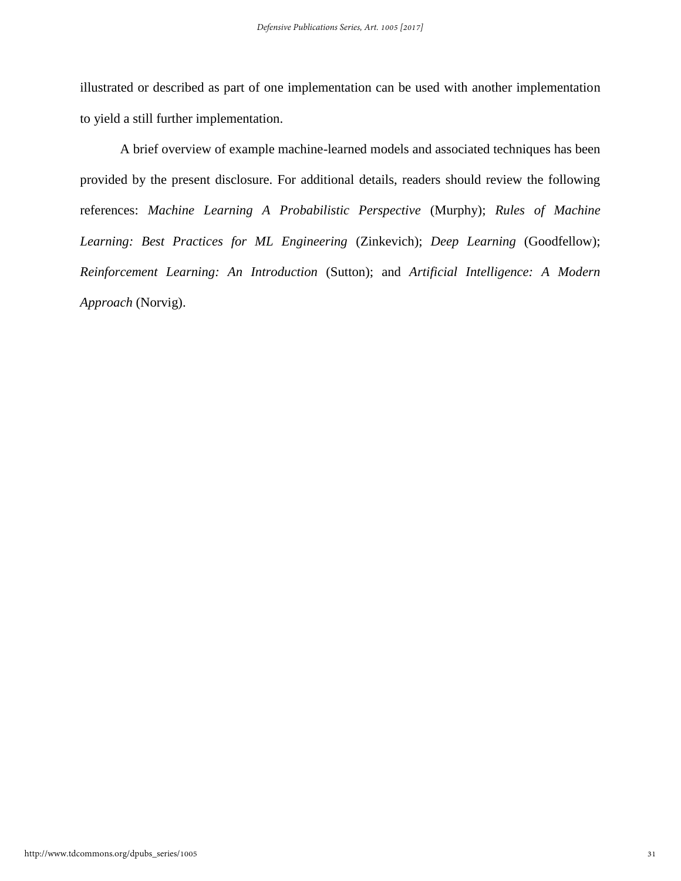illustrated or described as part of one implementation can be used with another implementation to yield a still further implementation.

A brief overview of example machine-learned models and associated techniques has been provided by the present disclosure. For additional details, readers should review the following references: *Machine Learning A Probabilistic Perspective* (Murphy); *Rules of Machine Learning: Best Practices for ML Engineering* (Zinkevich); *Deep Learning* (Goodfellow); *Reinforcement Learning: An Introduction* (Sutton); and *Artificial Intelligence: A Modern Approach* (Norvig).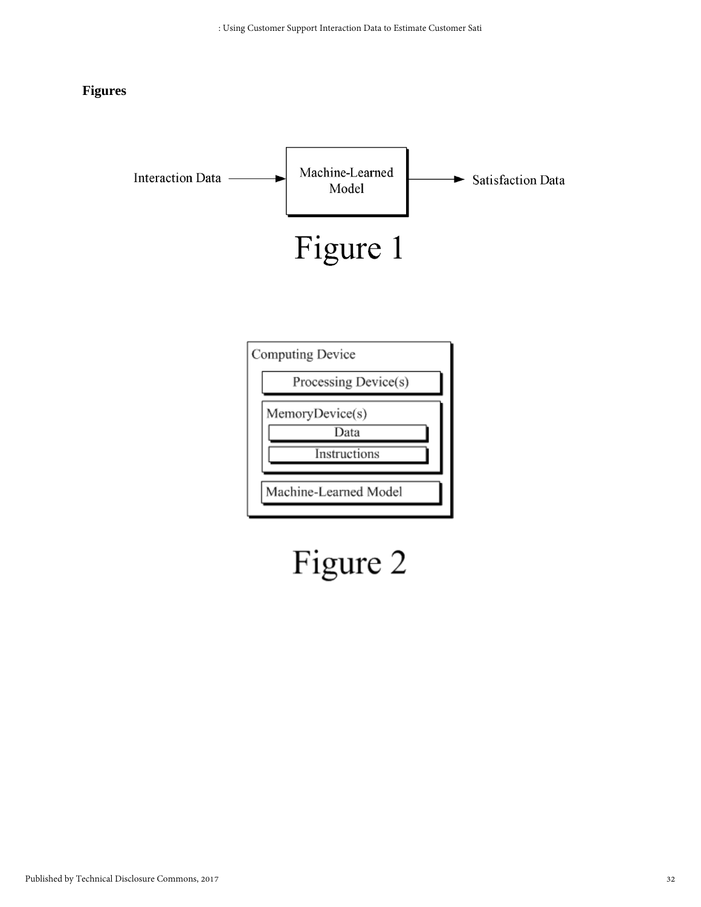**Figures**

Interaction Data → Machine-Learned Model → Satisfaction Data

Figure 1

Computing Device

Processing Device(s)

MemoryDevice(s)

Data

Instructions

Machine-Learned Model

Figure 2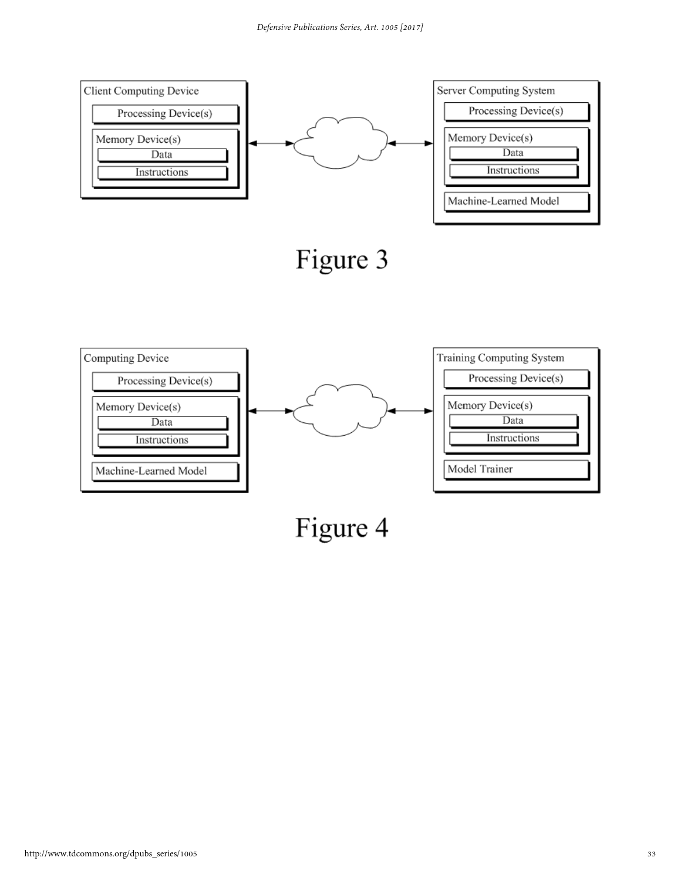Client Computing Device

Processing Device(s)

Memory Device(s)

Data

Instructions

Server Computing System

Processing Device(s)

Memory Device(s)

Data

Instructions

Machine-Learned Model

Figure 3

Computing Device

Processing Device(s)

Memory Device(s)

Data

Instructions

Machine-Learned Model

Training Computing System

Processing Device(s)

Memory Device(s)

Data

Instructions

Model Trainer

Figure 4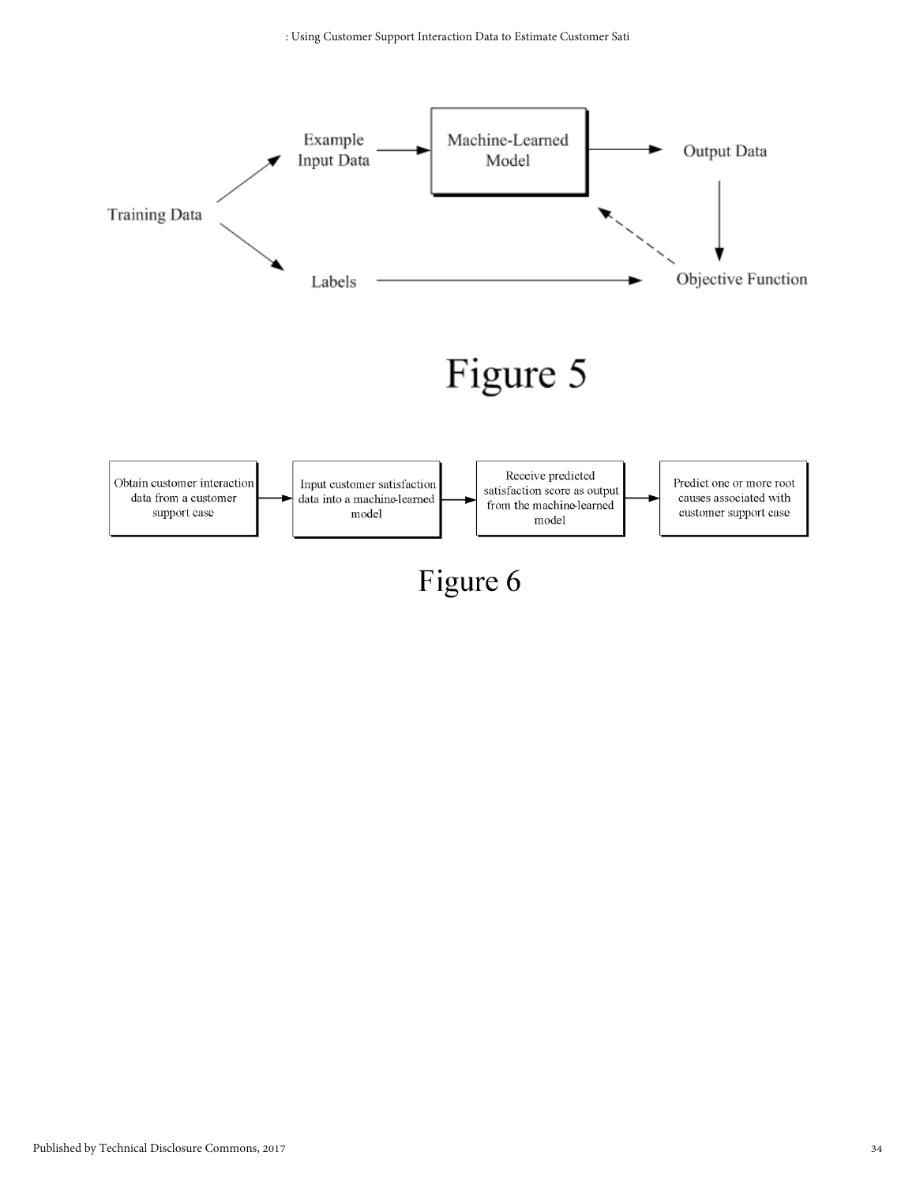Training Data

Example Input Data

Labels

Machine-Learned Model

Output Data

Objective Function

Figure 5

Obtain customer interaction data from a customer support case

Input customer satisfaction data into a machine-learned model

Receive predicted satisfaction score as output from the machine-learned model

Predict one or more root causes associated with customer support case

Figure 6